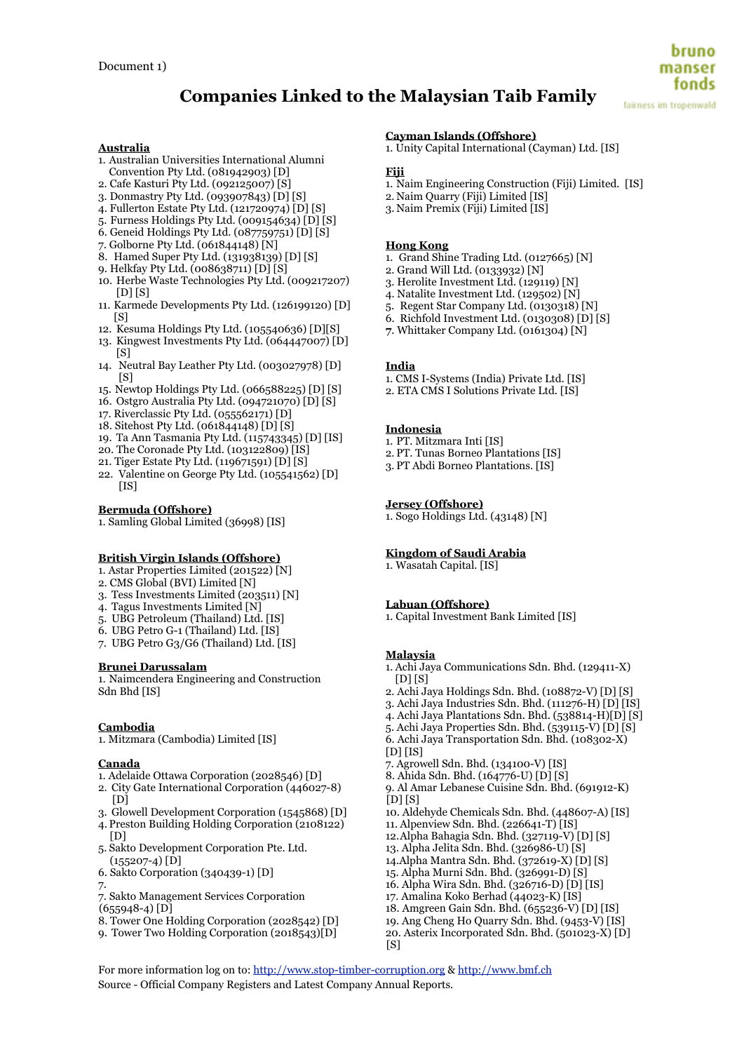Document 1)

# Companies Linked to the Malaysian Taib Family

## Australia

1. Australian Universities International Alumni Convention Pty Ltd. (081942903) [D]
2. Cafe Kasturi Pty Ltd. (092125007) [S]
3. Donmastry Pty Ltd. (093907843) [D] [S]
4. Fullerton Estate Pty Ltd. (121720974) [D] [S]
5. Furness Holdings Pty Ltd. (009154634) [D] [S]
6. Geneid Holdings Pty Ltd. (087759751) [D] [S]
7. Golborne Pty Ltd. (061844148) [N]
8. Hamed Super Pty Ltd. (131938139) [D] [S]
9. Helkfay Pty Ltd. (008638711) [D] [S]
10. Herbe Waste Technologies Pty Ltd. (009217207) [D] [S]
11. Karmede Developments Pty Ltd. (126199120) [D] [S]
12. Kesuma Holdings Pty Ltd. (105540636) [D][S]
13. Kingwest Investments Pty Ltd. (064447007) [D] [S]
14. Neutral Bay Leather Pty Ltd. (003027978) [D] [S]
15. Newtop Holdings Pty Ltd. (066588225) [D] [S]
16. Ostgro Australia Pty Ltd. (094721070) [D] [S]
17. Riverclassic Pty Ltd. (055562171) [D]
18. Sitehost Pty Ltd. (061844148) [D] [S]
19. Ta Ann Tasmania Pty Ltd. (115743345) [D] [IS]
20. The Coronade Pty Ltd. (103122809) [IS]
21. Tiger Estate Pty Ltd. (119671591) [D] [S]
22. Valentine on George Pty Ltd. (105541562) [D] [IS]

## Bermuda (Offshore)

1. Samling Global Limited (36998) [IS]

## British Virgin Islands (Offshore)

1. Astar Properties Limited (201522) [N]
2. CMS Global (BVI) Limited [N]
3. Tess Investments Limited (203511) [N]
4. Tagus Investments Limited [N]
5. UBG Petroleum (Thailand) Ltd. [IS]
6. UBG Petro G-1 (Thailand) Ltd. [IS]
7. UBG Petro G3/G6 (Thailand) Ltd. [IS]

## Brunei Darussalam

1. Naimcendera Engineering and Construction Sdn Bhd [IS]

## Cambodia

1. Mitzmara (Cambodia) Limited [IS]

## Canada

1. Adelaide Ottawa Corporation (2028546) [D]
2. City Gate International Corporation (446027-8) [D]
3. Glowell Development Corporation (1545868) [D]
4. Preston Building Holding Corporation (2108122) [D]
5. Sakto Development Corporation Pte. Ltd. (155207-4) [D]
6. Sakto Corporation (340439-1) [D]
7. 
7. Sakto Management Services Corporation (655948-4) [D]
8. Tower One Holding Corporation (2028542) [D]
9. Tower Two Holding Corporation (2018543)[D]

## Cayman Islands (Offshore)

1. Unity Capital International (Cayman) Ltd. [IS]

## Fiji

1. Naim Engineering Construction (Fiji) Limited. [IS]
2. Naim Quarry (Fiji) Limited [IS]
3. Naim Premix (Fiji) Limited [IS]

## Hong Kong

1. Grand Shine Trading Ltd. (0127665) [N]
2. Grand Will Ltd. (0133932) [N]
3. Herolite Investment Ltd. (129119) [N]
4. Natalite Investment Ltd. (129502) [N]
5. Regent Star Company Ltd. (0130318) [N]
6. Richfold Investment Ltd. (0130308) [D] [S]
7. Whittaker Company Ltd. (0161304) [N]

## India

1. CMS I-Systems (India) Private Ltd. [IS]
2. ETA CMS I Solutions Private Ltd. [IS]

## Indonesia

1. PT. Mitzmara Inti [IS]
2. PT. Tunas Borneo Plantations [IS]
3. PT Abdi Borneo Plantations. [IS]

## Jersey (Offshore)

1. Sogo Holdings Ltd. (43148) [N]

## Kingdom of Saudi Arabia

1. Wasatah Capital. [IS]

## Labuan (Offshore)

1. Capital Investment Bank Limited [IS]

## Malaysia

1. Achi Jaya Communications Sdn. Bhd. (129411-X) [D] [S]
2. Achi Jaya Holdings Sdn. Bhd. (108872-V) [D] [S]
3. Achi Jaya Industries Sdn. Bhd. (111276-H) [D] [IS]
4. Achi Jaya Plantations Sdn. Bhd. (538814-H)[D] [S]
5. Achi Jaya Properties Sdn. Bhd. (539115-V) [D] [S]
6. Achi Jaya Transportation Sdn. Bhd. (108302-X) [D] [IS]
7. Agrowell Sdn. Bhd. (134100-V) [IS]
8. Ahida Sdn. Bhd. (164776-U) [D] [S]
9. Al Amar Lebanese Cuisine Sdn. Bhd. (691912-K) [D] [S]
10. Aldehyde Chemicals Sdn. Bhd. (448607-A) [IS]
11. Alpenview Sdn. Bhd. (226641-T) [IS]
12. Alpha Bahagia Sdn. Bhd. (327119-V) [D] [S]
13. Alpha Jelita Sdn. Bhd. (326986-U) [S]
14. Alpha Mantra Sdn. Bhd. (372619-X) [D] [S]
15. Alpha Murni Sdn. Bhd. (326991-D) [S]
16. Alpha Wira Sdn. Bhd. (326716-D) [D] [IS]
17. Amalina Koko Berhad (44023-K) [IS]
18. Amgreen Gain Sdn. Bhd. (655236-V) [D] [IS]
19. Ang Cheng Ho Quarry Sdn. Bhd. (9453-V) [IS]
20. Asterix Incorporated Sdn. Bhd. (501023-X) [D] [S]

For more information log on to: http://www.stop-timber-corruption.org & http://www.bmf.ch
Source - Official Company Registers and Latest Company Annual Reports.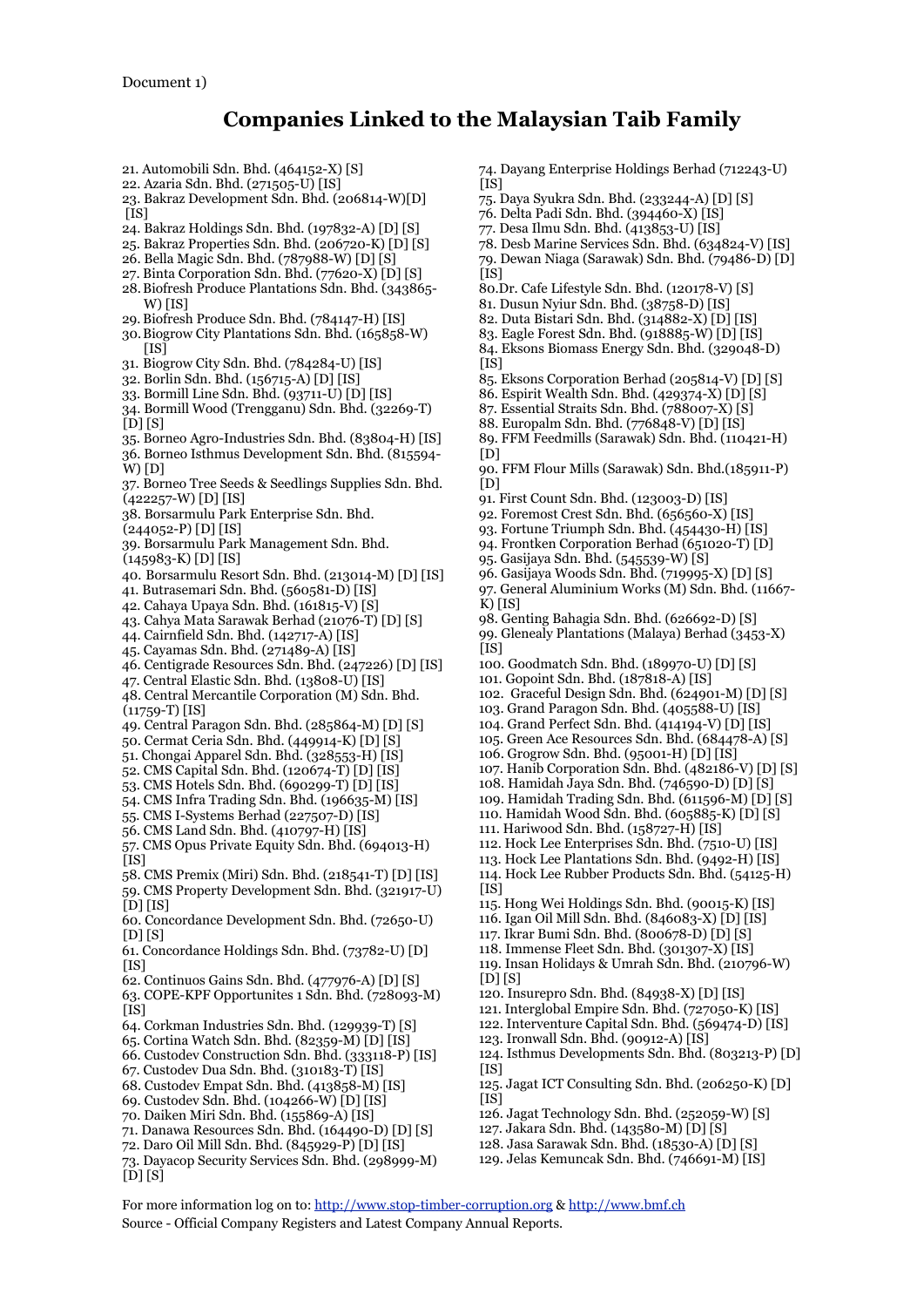Document 1)

# Companies Linked to the Malaysian Taib Family

21. Automobili Sdn. Bhd. (464152-X) [S]
22. Azaria Sdn. Bhd. (271505-U) [IS]
23. Bakraz Development Sdn. Bhd. (206814-W)[D] [IS]
24. Bakraz Holdings Sdn. Bhd. (197832-A) [D] [S]
25. Bakraz Properties Sdn. Bhd. (206720-K) [D] [S]
26. Bella Magic Sdn. Bhd. (787988-W) [D] [S]
27. Binta Corporation Sdn. Bhd. (77620-X) [D] [S]
28. Biofresh Produce Plantations Sdn. Bhd. (343865-W) [IS]
29. Biofresh Produce Sdn. Bhd. (784147-H) [IS]
30. Biogrow City Plantations Sdn. Bhd. (165858-W) [IS]
31. Biogrow City Sdn. Bhd. (784284-U) [IS]
32. Borlin Sdn. Bhd. (156715-A) [D] [IS]
33. Bormill Line Sdn. Bhd. (93711-U) [D] [IS]
34. Bormill Wood (Trengganu) Sdn. Bhd. (32269-T) [D] [S]
35. Borneo Agro-Industries Sdn. Bhd. (83804-H) [IS]
36. Borneo Isthmus Development Sdn. Bhd. (815594-W) [D]
37. Borneo Tree Seeds & Seedlings Supplies Sdn. Bhd. (422257-W) [D] [IS]
38. Borsarmulu Park Enterprise Sdn. Bhd. (244052-P) [D] [IS]
39. Borsarmulu Park Management Sdn. Bhd. (145983-K) [D] [IS]
40. Borsarmulu Resort Sdn. Bhd. (213014-M) [D] [IS]
41. Butrasemari Sdn. Bhd. (560581-D) [IS]
42. Cahaya Upaya Sdn. Bhd. (161815-V) [S]
43. Cahya Mata Sarawak Berhad (21076-T) [D] [S]
44. Cairnfield Sdn. Bhd. (142717-A) [IS]
45. Cayamas Sdn. Bhd. (271489-A) [IS]
46. Centigrade Resources Sdn. Bhd. (247226) [D] [IS]
47. Central Elastic Sdn. Bhd. (13808-U) [IS]
48. Central Mercantile Corporation (M) Sdn. Bhd. (11759-T) [IS]
49. Central Paragon Sdn. Bhd. (285864-M) [D] [S]
50. Cermat Ceria Sdn. Bhd. (449914-K) [D] [S]
51. Chongai Apparel Sdn. Bhd. (328553-H) [IS]
52. CMS Capital Sdn. Bhd. (120674-T) [D] [IS]
53. CMS Hotels Sdn. Bhd. (690299-T) [D] [IS]
54. CMS Infra Trading Sdn. Bhd. (196635-M) [IS]
55. CMS I-Systems Berhad (227507-D) [IS]
56. CMS Land Sdn. Bhd. (410797-H) [IS]
57. CMS Opus Private Equity Sdn. Bhd. (694013-H) [IS]
58. CMS Premix (Miri) Sdn. Bhd. (218541-T) [D] [IS]
59. CMS Property Development Sdn. Bhd. (321917-U) [D] [IS]
60. Concordance Development Sdn. Bhd. (72650-U) [D] [S]
61. Concordance Holdings Sdn. Bhd. (73782-U) [D] [IS]
62. Continuos Gains Sdn. Bhd. (477976-A) [D] [S]
63. COPE-KPF Opportunites 1 Sdn. Bhd. (728093-M) [IS]
64. Corkman Industries Sdn. Bhd. (129939-T) [S]
65. Cortina Watch Sdn. Bhd. (82359-M) [D] [IS]
66. Custodev Construction Sdn. Bhd. (333118-P) [IS]
67. Custodev Dua Sdn. Bhd. (310183-T) [IS]
68. Custodev Empat Sdn. Bhd. (413858-M) [IS]
69. Custodev Sdn. Bhd. (104266-W) [D] [IS]
70. Daiken Miri Sdn. Bhd. (155869-A) [IS]
71. Danawa Resources Sdn. Bhd. (164490-D) [D] [S]
72. Daro Oil Mill Sdn. Bhd. (845929-P) [D] [IS]
73. Dayacop Security Services Sdn. Bhd. (298999-M) [D] [S]
74. Dayang Enterprise Holdings Berhad (712243-U) [IS]
75. Daya Syukra Sdn. Bhd. (233244-A) [D] [S]
76. Delta Padi Sdn. Bhd. (394460-X) [IS]
77. Desa Ilmu Sdn. Bhd. (413853-U) [IS]
78. Desb Marine Services Sdn. Bhd. (634824-V) [IS]
79. Dewan Niaga (Sarawak) Sdn. Bhd. (79486-D) [D] [IS]
80. Dr. Cafe Lifestyle Sdn. Bhd. (120178-V) [S]
81. Dusun Nyiur Sdn. Bhd. (38758-D) [IS]
82. Duta Bistari Sdn. Bhd. (314882-X) [D] [IS]
83. Eagle Forest Sdn. Bhd. (918885-W) [D] [IS]
84. Eksons Biomass Energy Sdn. Bhd. (329048-D) [IS]
85. Eksons Corporation Berhad (205814-V) [D] [S]
86. Espirit Wealth Sdn. Bhd. (429374-X) [D] [S]
87. Essential Straits Sdn. Bhd. (788007-X) [S]
88. Europalm Sdn. Bhd. (776848-V) [D] [IS]
89. FFM Feedmills (Sarawak) Sdn. Bhd. (110421-H) [D]
90. FFM Flour Mills (Sarawak) Sdn. Bhd.(185911-P) [D]
91. First Count Sdn. Bhd. (123003-D) [IS]
92. Foremost Crest Sdn. Bhd. (656560-X) [IS]
93. Fortune Triumph Sdn. Bhd. (454430-H) [IS]
94. Frontken Corporation Berhad (651020-T) [D]
95. Gasijaya Sdn. Bhd. (545539-W) [S]
96. Gasijaya Woods Sdn. Bhd. (719995-X) [D] [S]
97. General Aluminium Works (M) Sdn. Bhd. (11667-K) [IS]
98. Genting Bahagia Sdn. Bhd. (626692-D) [S]
99. Glenealy Plantations (Malaya) Berhad (3453-X) [IS]
100. Goodmatch Sdn. Bhd. (189970-U) [D] [S]
101. Gopoint Sdn. Bhd. (187818-A) [IS]
102. Graceful Design Sdn. Bhd. (624901-M) [D] [S]
103. Grand Paragon Sdn. Bhd. (405588-U) [IS]
104. Grand Perfect Sdn. Bhd. (414194-V) [D] [IS]
105. Green Ace Resources Sdn. Bhd. (684478-A) [S]
106. Grogrow Sdn. Bhd. (95001-H) [D] [IS]
107. Hanib Corporation Sdn. Bhd. (482186-V) [D] [S]
108. Hamidah Jaya Sdn. Bhd. (746590-D) [D] [S]
109. Hamidah Trading Sdn. Bhd. (611596-M) [D] [S]
110. Hamidah Wood Sdn. Bhd. (605885-K) [D] [S]
111. Hariwood Sdn. Bhd. (158727-H) [IS]
112. Hock Lee Enterprises Sdn. Bhd. (7510-U) [IS]
113. Hock Lee Plantations Sdn. Bhd. (9492-H) [IS]
114. Hock Lee Rubber Products Sdn. Bhd. (54125-H) [IS]
115. Hong Wei Holdings Sdn. Bhd. (90015-K) [IS]
116. Igan Oil Mill Sdn. Bhd. (846083-X) [D] [IS]
117. Ikrar Bumi Sdn. Bhd. (800678-D) [D] [S]
118. Immense Fleet Sdn. Bhd. (301307-X) [IS]
119. Insan Holidays & Umrah Sdn. Bhd. (210796-W) [D] [S]
120. Insurepro Sdn. Bhd. (84938-X) [D] [IS]
121. Interglobal Empire Sdn. Bhd. (727050-K) [IS]
122. Interventure Capital Sdn. Bhd. (569474-D) [IS]
123. Ironwall Sdn. Bhd. (90912-A) [IS]
124. Isthmus Developments Sdn. Bhd. (803213-P) [D] [IS]
125. Jagat ICT Consulting Sdn. Bhd. (206250-K) [D] [IS]
126. Jagat Technology Sdn. Bhd. (252059-W) [S]
127. Jakara Sdn. Bhd. (143580-M) [D] [S]
128. Jasa Sarawak Sdn. Bhd. (18530-A) [D] [S]
129. Jelas Kemuncak Sdn. Bhd. (746691-M) [IS]

For more information log on to: http://www.stop-timber-corruption.org & http://www.bmf.ch
Source - Official Company Registers and Latest Company Annual Reports.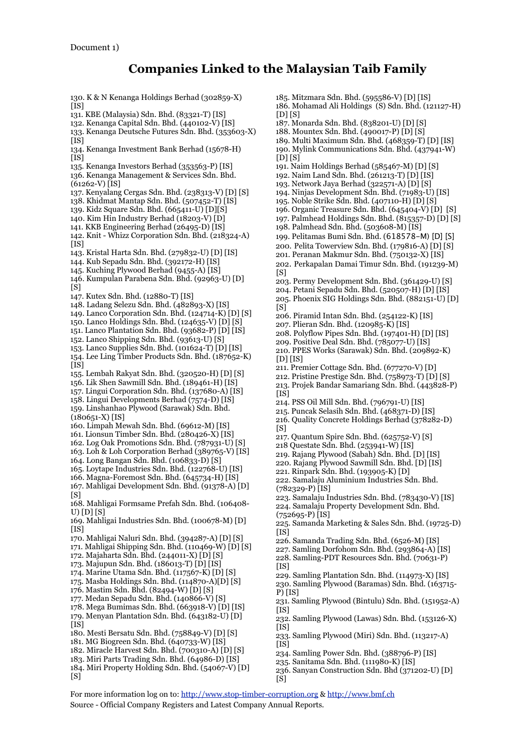Document 1)

# Companies Linked to the Malaysian Taib Family

130. K & N Kenanga Holdings Berhad (302859-X) [IS]
131. KBE (Malaysia) Sdn. Bhd. (83321-T) [IS]
132. Kenanga Capital Sdn. Bhd. (440102-V) [IS]
133. Kenanga Deutsche Futures Sdn. Bhd. (353603-X) [IS]
134. Kenanga Investment Bank Berhad (15678-H) [IS]
135. Kenanga Investors Berhad (353563-P) [IS]
136. Kenanga Management & Services Sdn. Bhd. (61262-V) [IS]
137. Kenyalang Cergas Sdn. Bhd. (238313-V) [D] [S]
138. Khidmat Mantap Sdn. Bhd. (507452-T) [IS]
139. Kidz Square Sdn. Bhd. (665411-U) [D][S]
140. Kim Hin Industry Berhad (18203-V) [D]
141. KKB Engineering Berhad (26495-D) [IS]
142. Knit - Whizz Corporation Sdn. Bhd. (218324-A) [IS]
143. Kristal Harta Sdn. Bhd. (279832-U) [D] [IS]
144. Kub Sepadu Sdn. Bhd. (392172-H) [IS]
145. Kuching Plywood Berhad (9455-A) [IS]
146. Kumpulan Parabena Sdn. Bhd. (92963-U) [D] [S]
147. Kutex Sdn. Bhd. (12880-T) [IS]
148. Ladang Selezu Sdn. Bhd. (482893-X) [IS]
149. Lanco Corporation Sdn. Bhd. (124714-K) [D] [S]
150. Lanco Holdings Sdn. Bhd. (124635-V) [D] [S]
151. Lanco Plantation Sdn. Bhd. (93682-P) [D] [IS]
152. Lanco Shipping Sdn. Bhd. (93613-U) [S]
153. Lanco Supplies Sdn. Bhd. (101624-T) [D] [IS]
154. Lee Ling Timber Products Sdn. Bhd. (187652-K) [IS]
155. Lembah Rakyat Sdn. Bhd. (320520-H) [D] [S]
156. Lik Shen Sawmill Sdn. Bhd. (189461-H) [IS]
157. Lingui Corporation Sdn. Bhd. (137680-A) [IS]
158. Lingui Developments Berhad (7574-D) [IS]
159. Linshanhao Plywood (Sarawak) Sdn. Bhd. (180651-X) [IS]
160. Limpah Mewah Sdn. Bhd. (69612-M) [IS]
161. Lionsun Timber Sdn. Bhd. (280426-X) [IS]
162. Log Oak Promotions Sdn. Bhd. (787931-U) [S]
163. Loh & Loh Corporation Berhad (389765-V) [IS]
164. Long Bangan Sdn. Bhd. (106833-D) [S]
165. Loytape Industries Sdn. Bhd. (122768-U) [IS]
166. Magna-Foremost Sdn. Bhd. (645734-H) [IS]
167. Mahligai Development Sdn. Bhd. (91378-A) [D] [S]
168. Mahligai Formsame Prefah Sdn. Bhd. (106408-U) [D] [S]
169. Mahligai Industries Sdn. Bhd. (100678-M) [D] [IS]
170. Mahligai Naluri Sdn. Bhd. (394287-A) [D] [S]
171. Mahligai Shipping Sdn. Bhd. (110469-W) [D] [S]
172. Majaharta Sdn. Bhd. (244011-X) [D] [S]
173. Majupun Sdn. Bhd. (186013-T) [D] [IS]
174. Marine Utama Sdn. Bhd. (117567-K) [D] [S]
175. Masba Holdings Sdn. Bhd. (114870-A)[D] [S]
176. Mastim Sdn. Bhd. (82494-W) [D] [S]
177. Medan Sepadu Sdn. Bhd. (140866-V) [S]
178. Mega Bumimas Sdn. Bhd. (663918-V) [D] [IS]
179. Menyan Plantation Sdn. Bhd. (643182-U) [D] [IS]
180. Mesti Bersatu Sdn. Bhd. (758849-V) [D] [S]
181. MG Biogreen Sdn. Bhd. (640733-W) [IS]
182. Miracle Harvest Sdn. Bhd. (700310-A) [D] [S]
183. Miri Parts Trading Sdn. Bhd. (64986-D) [IS]
184. Miri Property Holding Sdn. Bhd. (54067-V) [D] [S]
185. Mitzmara Sdn. Bhd. (595586-V) [D] [IS]
186. Mohamad Ali Holdings (S) Sdn. Bhd. (121127-H) [D] [S]
187. Monarda Sdn. Bhd. (838201-U) [D] [S]
188. Mountex Sdn. Bhd. (490017-P) [D] [S]
189. Multi Maximum Sdn. Bhd. (468359-T) [D] [IS]
190. Mylink Communications Sdn. Bhd. (437941-W) [D] [S]
191. Naim Holdings Berhad (585467-M) [D] [S]
192. Naim Land Sdn. Bhd. (261213-T) [D] [IS]
193. Network Jaya Berhad (322571-A) [D] [S]
194. Ninjas Development Sdn. Bhd. (71983-U) [IS]
195. Noble Strike Sdn. Bhd. (407110-H) [D] [S]
196. Organic Treasure Sdn. Bhd. (645404-V) [D] [S]
197. Palmhead Holdings Sdn. Bhd. (815357-D) [D] [S]
198. Palmhead Sdn. Bhd. (503608-M) [IS]
199. Pelitamas Bumi Sdn. Bhd. (618578-M) [D] [S]
200. Pelita Towerview Sdn. Bhd. (179816-A) [D] [S]
201. Peranan Makmur Sdn. Bhd. (750132-X) [IS]
202. Perkapalan Damai Timur Sdn. Bhd. (191239-M) [S]
203. Permy Development Sdn. Bhd. (361429-U) [S]
204. Petani Sepadu Sdn. Bhd. (520507-H) [D] [IS]
205. Phoenix SIG Holdings Sdn. Bhd. (882151-U) [D] [S]
206. Piramid Intan Sdn. Bhd. (254122-K) [IS]
207. Plieran Sdn. Bhd. (120985-K) [IS]
208. Polyflow Pipes Sdn. Bhd. (197401-H) [D] [IS]
209. Positive Deal Sdn. Bhd. (785077-U) [IS]
210. PPES Works (Sarawak) Sdn. Bhd. (209892-K) [D] [IS]
211. Premier Cottage Sdn. Bhd. (677270-V) [D]
212. Pristine Prestige Sdn. Bhd. (758973-T) [D] [S]
213. Projek Bandar Samariang Sdn. Bhd. (443828-P) [IS]
214. PSS Oil Mill Sdn. Bhd. (796791-U) [IS]
215. Puncak Selasih Sdn. Bhd. (468371-D) [IS]
216. Quality Concrete Holdings Berhad (378282-D) [S]
217. Quantum Spire Sdn. Bhd. (625752-V) [S]
218 Questate Sdn. Bhd. (253941-W) [IS]
219. Rajang Plywood (Sabah) Sdn. Bhd. [D] [IS]
220. Rajang Plywood Sawmill Sdn. Bhd. [D] [IS]
221. Rinpark Sdn. Bhd. (193905-K) [D]
222. Samalaju Aluminium Industries Sdn. Bhd. (782329-P) [IS]
223. Samalaju Industries Sdn. Bhd. (783430-V) [IS]
224. Samalaju Property Development Sdn. Bhd. (752695-P) [IS]
225. Samanda Marketing & Sales Sdn. Bhd. (19725-D) [IS]
226. Samanda Trading Sdn. Bhd. (6526-M) [IS]
227. Samling Dorfohom Sdn. Bhd. (293864-A) [IS]
228. Samling-PDT Resources Sdn. Bhd. (70631-P) [IS]
229. Samling Plantation Sdn. Bhd. (114973-X) [IS]
230. Samling Plywood (Baramas) Sdn. Bhd. (163715-P) [IS]
231. Samling Plywood (Bintulu) Sdn. Bhd. (151952-A) [IS]
232. Samling Plywood (Lawas) Sdn. Bhd. (153126-X) [IS]
233. Samling Plywood (Miri) Sdn. Bhd. (113217-A) [IS]
234. Samling Power Sdn. Bhd. (388796-P) [IS]
235. Sanitama Sdn. Bhd. (111980-K) [IS]
236. Sanyan Construction Sdn. Bhd (371202-U) [D] [S]

For more information log on to: http://www.stop-timber-corruption.org & http://www.bmf.ch
Source - Official Company Registers and Latest Company Annual Reports.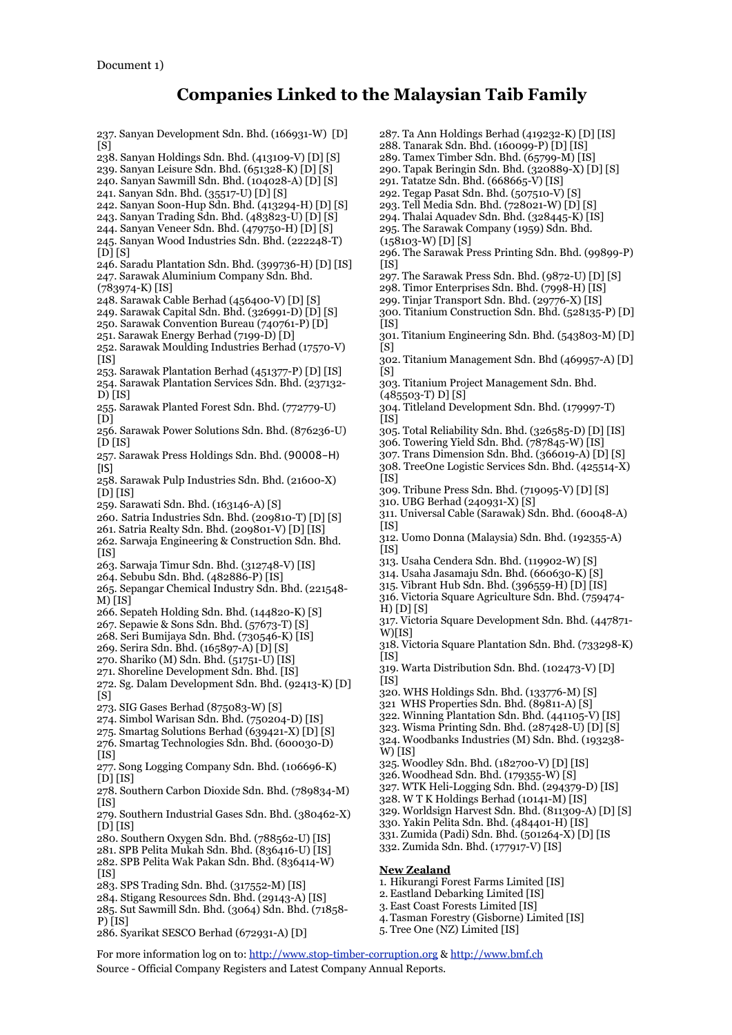Document 1)

# Companies Linked to the Malaysian Taib Family

237. Sanyan Development Sdn. Bhd. (166931-W) [D] [S]
238. Sanyan Holdings Sdn. Bhd. (413109-V) [D] [S]
239. Sanyan Leisure Sdn. Bhd. (651328-K) [D] [S]
240. Sanyan Sawmill Sdn. Bhd. (104028-A) [D] [S]
241. Sanyan Sdn. Bhd. (35517-U) [D] [S]
242. Sanyan Soon-Hup Sdn. Bhd. (413294-H) [D] [S]
243. Sanyan Trading Sdn. Bhd. (483823-U) [D] [S]
244. Sanyan Veneer Sdn. Bhd. (479750-H) [D] [S]
245. Sanyan Wood Industries Sdn. Bhd. (222248-T) [D] [S]
246. Saradu Plantation Sdn. Bhd. (399736-H) [D] [IS]
247. Sarawak Aluminium Company Sdn. Bhd. (783974-K) [IS]
248. Sarawak Cable Berhad (456400-V) [D] [S]
249. Sarawak Capital Sdn. Bhd. (326991-D) [D] [S]
250. Sarawak Convention Bureau (740761-P) [D]
251. Sarawak Energy Berhad (7199-D) [D]
252. Sarawak Moulding Industries Berhad (17570-V) [IS]
253. Sarawak Plantation Berhad (451377-P) [D] [IS]
254. Sarawak Plantation Services Sdn. Bhd. (237132-D) [IS]
255. Sarawak Planted Forest Sdn. Bhd. (772779-U) [D]
256. Sarawak Power Solutions Sdn. Bhd. (876236-U) [D IS]
257. Sarawak Press Holdings Sdn. Bhd. (90008–H) [IS]
258. Sarawak Pulp Industries Sdn. Bhd. (21600-X) [D] [IS]
259. Sarawati Sdn. Bhd. (163146-A) [S]
260. Satria Industries Sdn. Bhd. (209810-T) [D] [S]
261. Satria Realty Sdn. Bhd. (209801-V) [D] [IS]
262. Sarwaja Engineering & Construction Sdn. Bhd. [IS]
263. Sarwaja Timur Sdn. Bhd. (312748-V) [IS]
264. Sebubu Sdn. Bhd. (482886-P) [IS]
265. Sepangar Chemical Industry Sdn. Bhd. (221548-M) [IS]
266. Sepateh Holding Sdn. Bhd. (144820-K) [S]
267. Sepawie & Sons Sdn. Bhd. (57673-T) [S]
268. Seri Bumijaya Sdn. Bhd. (730546-K) [IS]
269. Serira Sdn. Bhd. (165897-A) [D] [S]
270. Shariko (M) Sdn. Bhd. (51751-U) [IS]
271. Shoreline Development Sdn. Bhd. [IS]
272. Sg. Dalam Development Sdn. Bhd. (92413-K) [D] [S]
273. SIG Gases Berhad (875083-W) [S]
274. Simbol Warisan Sdn. Bhd. (750204-D) [IS]
275. Smartag Solutions Berhad (639421-X) [D] [S]
276. Smartag Technologies Sdn. Bhd. (600030-D) [IS]
277. Song Logging Company Sdn. Bhd. (106696-K) [D] [IS]
278. Southern Carbon Dioxide Sdn. Bhd. (789834-M) [IS]
279. Southern Industrial Gases Sdn. Bhd. (380462-X) [D] [IS]
280. Southern Oxygen Sdn. Bhd. (788562-U) [IS]
281. SPB Pelita Mukah Sdn. Bhd. (836416-U) [IS]
282. SPB Pelita Wak Pakan Sdn. Bhd. (836414-W) [IS]
283. SPS Trading Sdn. Bhd. (317552-M) [IS]
284. Stigang Resources Sdn. Bhd. (29143-A) [IS]
285. Sut Sawmill Sdn. Bhd. (3064) Sdn. Bhd. (71858-P) [IS]
286. Syarikat SESCO Berhad (672931-A) [D]
287. Ta Ann Holdings Berhad (419232-K) [D] [IS]
288. Tanarak Sdn. Bhd. (160099-P) [D] [IS]
289. Tamex Timber Sdn. Bhd. (65799-M) [IS]
290. Tapak Beringin Sdn. Bhd. (320889-X) [D] [S]
291. Tatatze Sdn. Bhd. (668665-V) [IS]
292. Tegap Pasat Sdn. Bhd. (507510-V) [S]
293. Tell Media Sdn. Bhd. (728021-W) [D] [S]
294. Thalai Aquadev Sdn. Bhd. (328445-K) [IS]
295. The Sarawak Company (1959) Sdn. Bhd. (158103-W) [D] [S]
296. The Sarawak Press Printing Sdn. Bhd. (99899-P) [IS]
297. The Sarawak Press Sdn. Bhd. (9872-U) [D] [S]
298. Timor Enterprises Sdn. Bhd. (7998-H) [IS]
299. Tinjar Transport Sdn. Bhd. (29776-X) [IS]
300. Titanium Construction Sdn. Bhd. (528135-P) [D] [IS]
301. Titanium Engineering Sdn. Bhd. (543803-M) [D] [S]
302. Titanium Management Sdn. Bhd (469957-A) [D] [S]
303. Titanium Project Management Sdn. Bhd. (485503-T) D] [S]
304. Titleland Development Sdn. Bhd. (179997-T) [IS]
305. Total Reliability Sdn. Bhd. (326585-D) [D] [IS]
306. Towering Yield Sdn. Bhd. (787845-W) [IS]
307. Trans Dimension Sdn. Bhd. (366019-A) [D] [S]
308. TreeOne Logistic Services Sdn. Bhd. (425514-X) [IS]
309. Tribune Press Sdn. Bhd. (719095-V) [D] [S]
310. UBG Berhad (240931-X) [S]
311. Universal Cable (Sarawak) Sdn. Bhd. (60048-A) [IS]
312. Uomo Donna (Malaysia) Sdn. Bhd. (192355-A) [IS]
313. Usaha Cendera Sdn. Bhd. (119902-W) [S]
314. Usaha Jasamaju Sdn. Bhd. (660630-K) [S]
315. Vibrant Hub Sdn. Bhd. (396559-H) [D] [IS]
316. Victoria Square Agriculture Sdn. Bhd. (759474-H) [D] [S]
317. Victoria Square Development Sdn. Bhd. (447871-W)[IS]
318. Victoria Square Plantation Sdn. Bhd. (733298-K) [IS]
319. Warta Distribution Sdn. Bhd. (102473-V) [D] [IS]
320. WHS Holdings Sdn. Bhd. (133776-M) [S]
321 WHS Properties Sdn. Bhd. (89811-A) [S]
322. Winning Plantation Sdn. Bhd. (441105-V) [IS]
323. Wisma Printing Sdn. Bhd. (287428-U) [D] [S]
324. Woodbanks Industries (M) Sdn. Bhd. (193238-W) [IS]
325. Woodley Sdn. Bhd. (182700-V) [D] [IS]
326. Woodhead Sdn. Bhd. (179355-W) [S]
327. WTK Heli-Logging Sdn. Bhd. (294379-D) [IS]
328. W T K Holdings Berhad (10141-M) [IS]
329. Worldsign Harvest Sdn. Bhd. (811309-A) [D] [S]
330. Yakin Pelita Sdn. Bhd. (484401-H) [IS]
331. Zumida (Padi) Sdn. Bhd. (501264-X) [D] [IS
332. Zumida Sdn. Bhd. (177917-V) [IS]

**New Zealand**

1. Hikurangi Forest Farms Limited [IS]
2. Eastland Debarking Limited [IS]
3. East Coast Forests Limited [IS]
4. Tasman Forestry (Gisborne) Limited [IS]
5. Tree One (NZ) Limited [IS]

For more information log on to: http://www.stop-timber-corruption.org & http://www.bmf.ch
Source - Official Company Registers and Latest Company Annual Reports.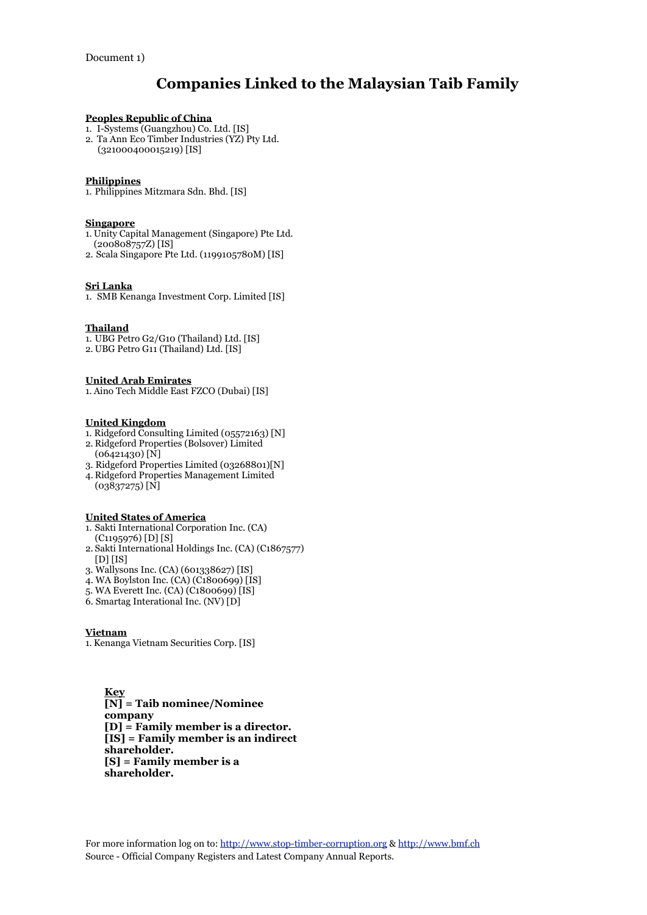Document 1)

# Companies Linked to the Malaysian Taib Family

**Peoples Republic of China**

1. I-Systems (Guangzhou) Co. Ltd. [IS]
2. Ta Ann Eco Timber Industries (YZ) Pty Ltd. (321000400015219) [IS]

**Philippines**

1. Philippines Mitzmara Sdn. Bhd. [IS]

**Singapore**

1. Unity Capital Management (Singapore) Pte Ltd. (200808757Z) [IS]
2. Scala Singapore Pte Ltd. (1199105780M) [IS]

**Sri Lanka**

1. SMB Kenanga Investment Corp. Limited [IS]

**Thailand**

1. UBG Petro G2/G10 (Thailand) Ltd. [IS]
2. UBG Petro G11 (Thailand) Ltd. [IS]

**United Arab Emirates**

1. Aino Tech Middle East FZCO (Dubai) [IS]

**United Kingdom**

1. Ridgeford Consulting Limited (05572163) [N]
2. Ridgeford Properties (Bolsover) Limited (06421430) [N]
3. Ridgeford Properties Limited (03268801)[N]
4. Ridgeford Properties Management Limited (03837275) [N]

**United States of America**

1. Sakti International Corporation Inc. (CA) (C1195976) [D] [S]
2. Sakti International Holdings Inc. (CA) (C1867577) [D] [IS]
3. Wallysons Inc. (CA) (601338627) [IS]
4. WA Boylston Inc. (CA) (C1800699) [IS]
5. WA Everett Inc. (CA) (C1800699) [IS]
6. Smartag Interational Inc. (NV) [D]

**Vietnam**

1. Kenanga Vietnam Securities Corp. [IS]

**Key**
**[N] = Taib nominee/Nominee company**
**[D] = Family member is a director.**
**[IS] = Family member is an indirect shareholder.**
**[S] = Family member is a shareholder.**

For more information log on to: http://www.stop-timber-corruption.org & http://www.bmf.ch
Source - Official Company Registers and Latest Company Annual Reports.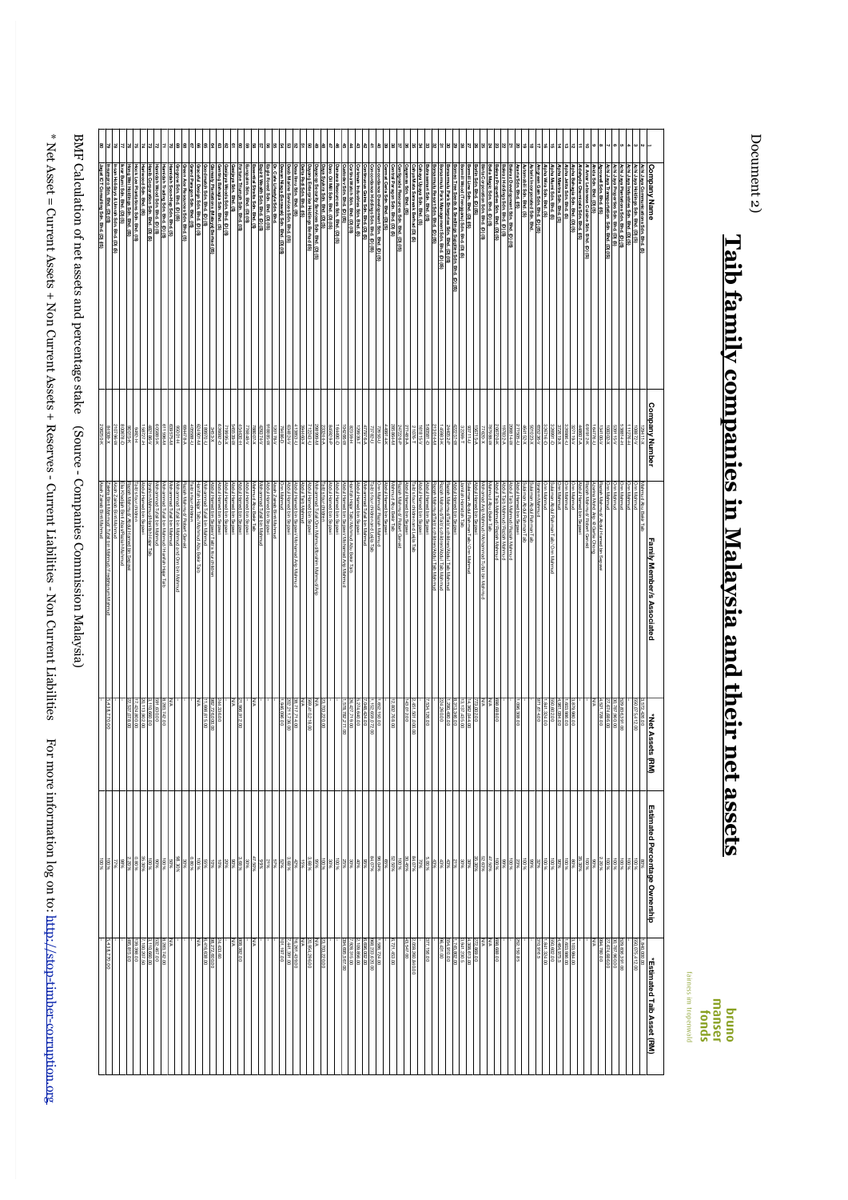Document 2)

# Taib family companies in Malaysia and their net assets

| | Company Name | Company Number | Family Member/s Associated | *Net Assets (RM) | Estimated Percentage Ownership | *Estimated Taib Asset (RM) |
|---|---|---|---|---|---|---|

BMF Calculation of net assets and percentage stake (Source - Companies Commission Malaysia)

* Net Asset = Current Assets + Non Current Assets + Reserves - Current Liabilities - Non Current Liabilities

For more information log on to: http://stop-timber-corruption.org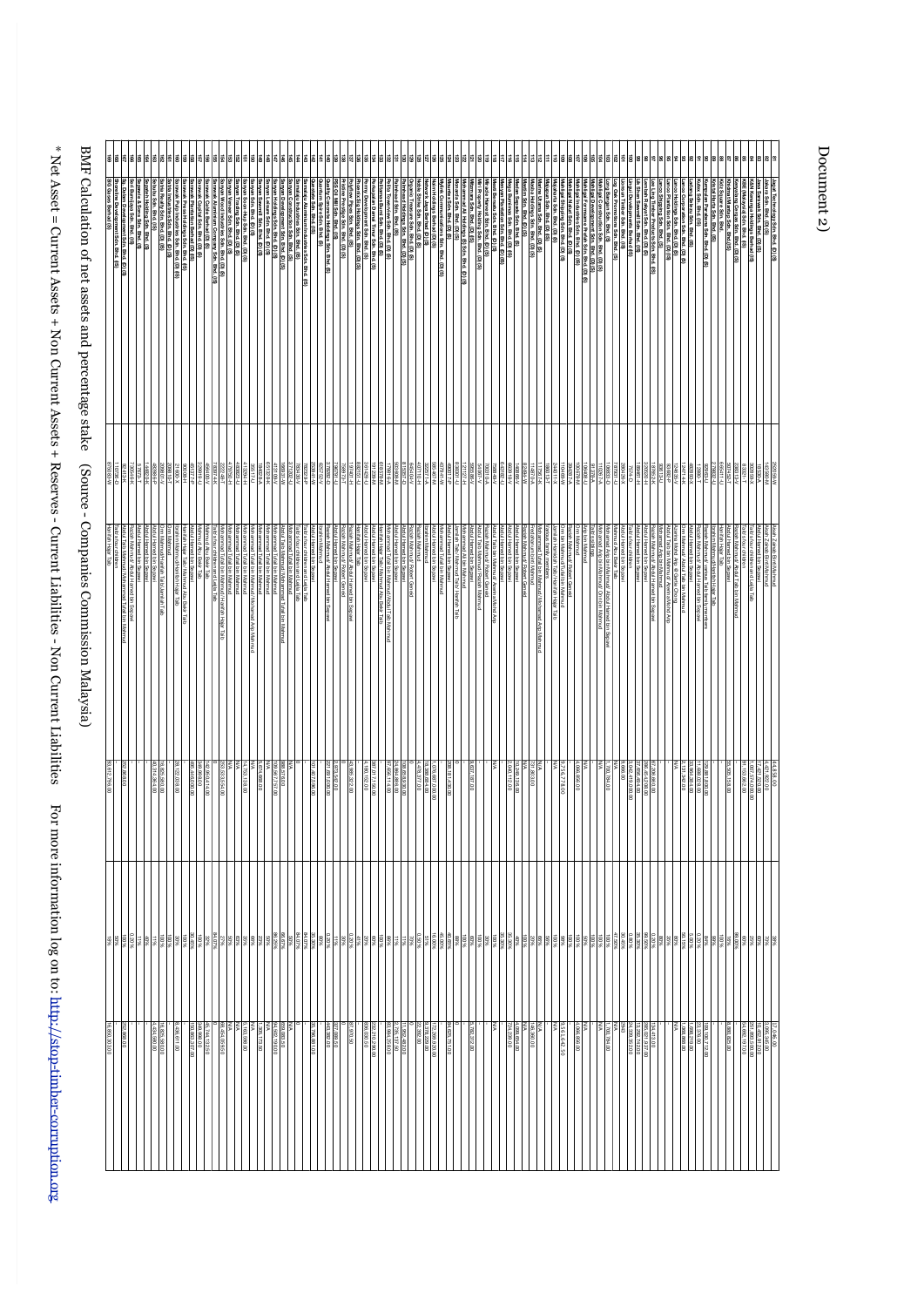Document 2)

BMF Calculation of net assets and percentage stake (Source - Companies Commission Malaysia)

\* Net Asset = Current Assets + Non Current Assets + Reserves - Current Liabilities - Non Current Liabilities     For more information log on to: http://stop-timber-corruption.org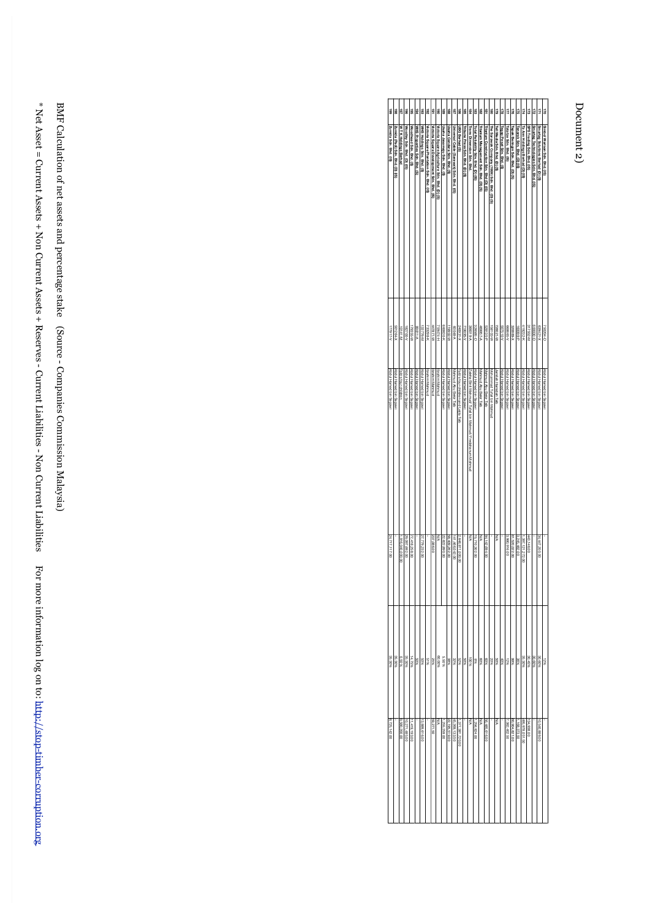Document 2)

| No. | Company | Reg. No. | Shareholder | Net Assets* | % Stake | Value |
|---|---|---|---|---|---|---|
| 170 | Simsol Warisan Sdn. Bhd. (II) | 750504-D | Abdul Hamed bin Sepawi | - | 12% | |
| 171 | Sarawak Solar Energy Sdn. Bhd. (II) | 629822-K | Abdul Hamed bin Sepawi | 34,447,283.00 | 30.80% | 10,545,900.00 |
| 172 | Sarawak Technologies Sdn. Bhd. (II) | 600330-D | Abdul Hamed bin Sepawi | | 30.80% | |
| 173 | SPS Trading Sdn. Bhd. (II) | 317350-M | Abdul Hamed bin Sepawi | 443,148.00 | 30.40% | 134,693.00 |
| 174 | Ta Ann Holdings Berhad (I)(B) | 419232-K | Abdul Hamed bin Sepawi | 1,357,172,227.00 | 35.05% | 468,093,516.50 |
| 175 | Tanamera Sdn. Bhd. (I)(B) | 193035-P | Abdul Hamed bin Sepawi | 5,395,380.00 | 30% | 1,618,273.00 |
| 176 | Tegas Puri Sdn. Bhd. (II)(B) | 308865-X | Abdul Hamed bin Sepawi | 81,358,220.00 | 98% | 80,808,427.00 |
| 177 | Tekiso Sdn. Bhd. (II) | 48869-V | Abdul Hamed bin Sepawi | 5,965,918.00 | 12% | 7,062,482.00 |
| 178 | Tegas Power Sdn. Bhd. (II) | 9225-V | Abdul Hamed bin Sepawi | | 49% | |
| 179 | Tegas Pilot Sdn. Bhd. (II) | 228917-W | Jamilah Hamidah Taib | N/A | 50% | N/A |
| 180 | The Sarawak Company (1969) Sdn. Bhd. (II)(B) | 9081-W | Mahmud Abu Bekir Taib | | 20% | |
| 181 | Titanium Construction Sdn. Bhd. (II)(B) | 628310-P | Mahmud Abu Bekir Taib | 94,162,604.00 | 60% | 56,489,618.00 |
| 182 | Titanium Management Sdn. Bhd. (II)(B) | 4995-V | Mahmud Abu Bekir Taib | N/A | 60% | N/A |
| 183 | Total Reliability Sdn. Bhd. (II)(B) | 328895-D | Abdul Hamed bin Sepawi | 15,719,353.00 | 8% | 1,256,909.00 |
| 184 | Trans Borneo Sdn. Bhd. (II) | 3443-A | Abdul Hamed bin Sepawi | N/A | 100% | N/A |
| 185 | Tribune Press Sdn. Bhd. (I)(B) | 1392-V | Abdul Hamed bin Sepawi | | 50% | |
| 186 | UBG Berhad (II) | 248091-X | Sulaiman Abdul Rahman Taib / Mahmud Abu Bekir Taib / Hanifah Hajar Taib | 2,648,811,038.00 | 52% | 1,377,381,720.00 |
| 187 | Universal Cable Sarawak Sdn. Bhd. (II) | 5053-X | Mahmud Abu Bekir Taib | 147,945,782.00 | 25% | 36,986,445.00 |
| 188 | Usaha Cendera Sdn. Bhd. (II) | 110030-W | Abdul Hamed bin Sepawi | 58,485,363.00 | 35% | 20,169,613.00 |
| 189 | Usaha Jasamaju Sdn. Bhd. (II) | 6686-X | Abdul Hamed bin Sepawi | 62,922,890.00 | 5.58% | 1,256,099.00 |
| 190 | Victoria Square Sdn. Bhd. (I)(B) | 759323-H | Ibrahim Mahmud | N/A | 60.50% | N/A |
| 191 | Victoria Square Development Sdn. Bhd. (II) | 4418-W | Ibrahim Mahmud | 337,188.00 | 25% | 84,271.90 |
| 192 | Victoria Square Plantation Sdn. Bhd. (II) | 732868-K | Ibrahim Mahmud | | 51% | |
| 193 | WAS Holdings Sdn. Bhd. (II) | 133759-M | Abdul Hamed bin Sepawi | 27,779,233.00 | 50% | 13,889,616.00 |
| 194 | WAS Properties Sdn. Bhd. (II) | 8931-A | Abdul Hamed bin Sepawi | | 50% | |
| 195 | Woodsville Sdn. Bhd. (II) | 13792-W | Abdul Hamed bin Sepawi | 77,439,253.00 | 14.75% | 11,419,193.00 |
| 196 | Woodley Sdn. Bhd. (II)(B) | 18770-V | Abdul Hamed bin Sepawi | 28,987,283.00 | 35.30% | 10,271,481.00 |
| 197 | Zecon Bhd. (II) | 39934-M | Abdul Hamed bin Sepawi | 1,816,058,000.00 | 0.06% | 1,089,200.00 |
| 198 | Zumelo (Pte) Sdn. Bhd. (II)(B) | 597254-X | Abdul Hamed bin Sepawi | | 35.30% | |
| 199 | Zumelo Sdn. Bhd. (II) | 17797-V | Abdul Hamed bin Sepawi | 24,717,117.00 | 35.30% | 8,725,142.00 |

BMF Calculation of net assets and percentage stake (Source - Companies Commission Malaysia)

* Net Asset = Current Assets + Non Current Assets + Reserves - Current Liabilities - Non Current Liabilities For more information log on to: http://stop-timber-corruption.org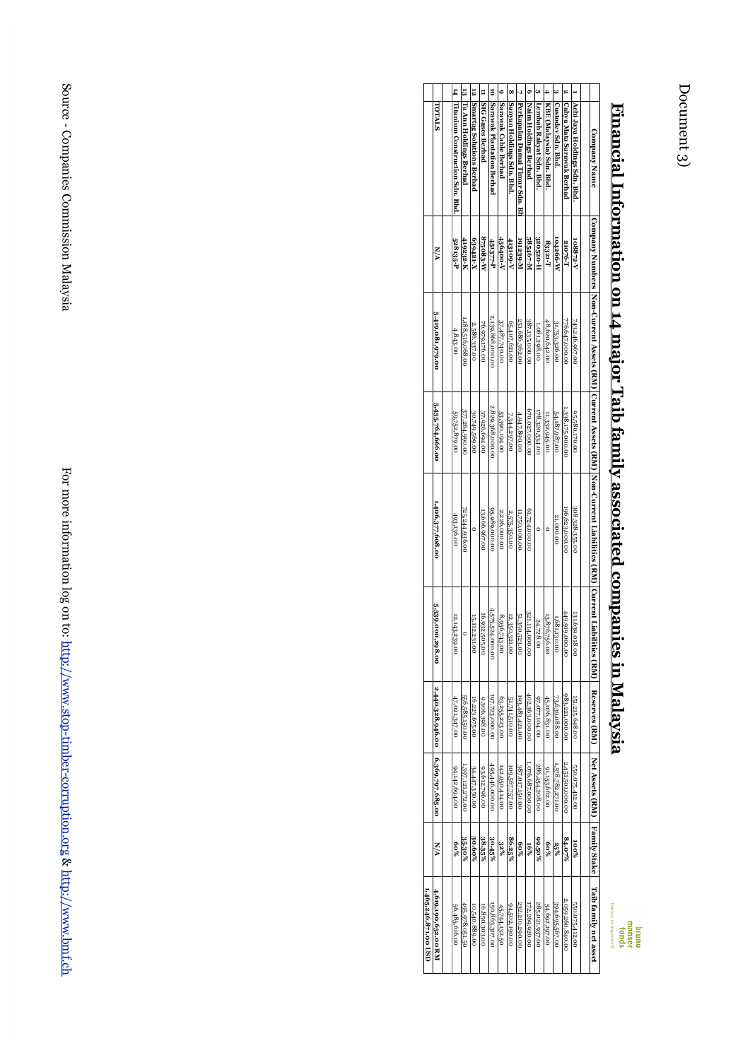Document 3)

# Financial Information on 14 major Taib family associated companies in Malaysia

| | Company Name | Company Numbers | Non-Current Assets (RM) | Current Assets (RM) | Non-Current Liabilities (RM) | Current Liabilities (RM) | Reserves (RM) | Net Assets (RM) | Family Stake | Taib family net asset |
|---|---|---|---|---|---|---|---|---|---|---|
| 1 | Achi Jaya Holdings Sdn. Bhd. | 108872-V | 748,246,967.00 | 95,580,170.00 | 308,328,355.00 | 131,699,018.00 | 151,215,648.00 | 550,075,412.00 | 100% | 550,075,412.00 |
| 2 | Cahya Mata Sarawak Berhad | 21076-T | 776,647,000.00 | 1,398,175,000.00 | 196,623,000.00 | 449,899,000.00 | 981,221,000.00 | 2,451,501,000.00 | 84.07% | 2,069,266,840.00 |
| 3 | Custodev Sdn. Bhd. | 104266-W | 31,753,326.00 | 54,187,987.00 | 21,000.00 | 1,681,430.00 | 73,639,088.00 | 1,578,782,271.00 | 25% | 394,695,567.00 |
| 4 | KBE (Malaysia) Sdn. Bhd. | 83321-T | 48,620,642.00 | 11,332,945.00 | 0 | 13,876,756.00 | 45,076,831.00 | 91,153,662.00 | 60% | 54,692,197.00 |
| 5 | Lembah Rakyat Sdn. Bhd. | 320520-H | 1,081,298.00 | 178,320,534.00 | 0 | 24,728.00 | 97,077,104.00 | 286,454,208.00 | 99.50% | 285,021,937.00 |
| 6 | Naim Holdings Berhad | 585467-M | 387,135,000.00 | 670,027,000.00 | 61,724,000.00 | 321,114,000.00 | 402,363,000.00 | 1,076,687,000.00 | 16% | 172,269,920.00 |
| 7 | Perkapalan Damai Timur Sdn. Bh | 191239-M | 251,686,362.00 | 4,947,890.00 | 11,750,000.00 | 51,350,523.00 | 193,483,421.00 | 387,017,150.00 | 60% | 232,210,290.00 |
| 8 | Sanyan Holdings Sdn. Bhd. | 413109-V | 65,497,621.00 | 7,344,297.00 | 2,575,850.00 | 12,350,321.00 | 51,741,510.00 | 109,567,757.00 | 86.25% | 94,502,190.00 |
| 9 | Sarawak Cable Berhad | 456400-V | 37,487,740.00 | 53,390,194.00 | 2,226,000.00 | 8,956,743.00 | 61,255,223.00 | 142,950,414.00 | 32% | 45,744,132.50 |
| 10 | Sarawak Plantation Berhad | 451377-P | 2,139,868,000.00 | 2,839,368,000.00 | 95,989,000.00 | 4,575,524,000.00 | 197,723,000.00 | 495,446,000.00 | 30.45% | 150,863,307.00 |
| 11 | SIG Gases Berhad | 875083-W | 76,979,176.00 | 37,926,694.00 | 13,666,967.00 | 16,932,505.00 | 9,306,398.00 | 93,612,796.00 | 18.35% | 16,850,303.00 |
| 12 | Smartag Solutions Berhad | 659421-X | 2,586,337.00 | 30,749,569.00 | 0 | 15,112,231.00 | 16,223,675.00 | 34,447,239.00 | 30.60% | 10,540,855.00 |
| 13 | Ta Ann Holdings Berhad | 419232-K | 1,188,316,668.00 | 37,284,999.00 | 73,244,936.00 | 0 | 565,585,150.00 | 1,397,121,272.00 | 35.30% | 496,978,061.50 |
| 14 | Titanium Construction Sdn. Bhd. | 308535-P | 4,843.00 | 59,752,879.00 | 493,136.00 | 12,143,239.00 | 47,121,347.00 | 94,142,694.00 | 60% | 56,485,616.00 |
| | TOTALS | N/A | 5,419,081,979.00 | 5,455,764,666.00 | 1,406,377,608.00 | 5,539,000,298.00 | 2,440,328,946.00 | 6,369,797,685.00 | N/A | 4,699,190,652.00 RM |
| | | | | | | | | | | 1,465,246,871.00 USD |

Source - Companies Commission Malaysia

For more information log on to: http://www.stop-timber-corruption.org & http://www.bmf.ch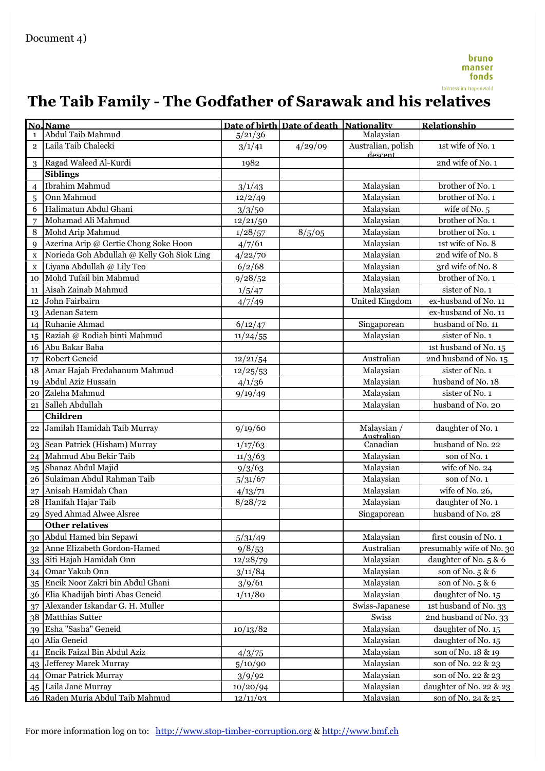Document 4)

bruno manser fonds
fairness im tropenwald

# The Taib Family - The Godfather of Sarawak and his relatives

| No. | Name | Date of birth | Date of death | Nationality | Relationship |
|---|---|---|---|---|---|
| 1 | Abdul Taib Mahmud | 5/21/36 | | Malaysian | |
| 2 | Laila Taib Chalecki | 3/1/41 | 4/29/09 | Australian, polish descent | 1st wife of No. 1 |
| 3 | Ragad Waleed Al-Kurdi | 1982 | | | 2nd wife of No. 1 |
| | **Siblings** | | | | |
| 4 | Ibrahim Mahmud | 3/1/43 | | Malaysian | brother of No. 1 |
| 5 | Onn Mahmud | 12/2/49 | | Malaysian | brother of No. 1 |
| 6 | Halimatun Abdul Ghani | 3/3/50 | | Malaysian | wife of No. 5 |
| 7 | Mohamad Ali Mahmud | 12/21/50 | | Malaysian | brother of No. 1 |
| 8 | Mohd Arip Mahmud | 1/28/57 | 8/5/05 | Malaysian | brother of No. 1 |
| 9 | Azerina Arip @ Gertie Chong Soke Hoon | 4/7/61 | | Malaysian | 1st wife of No. 8 |
| x | Norieda Goh Abdullah @ Kelly Goh Siok Ling | 4/22/70 | | Malaysian | 2nd wife of No. 8 |
| x | Liyana Abdullah @ Lily Teo | 6/2/68 | | Malaysian | 3rd wife of No. 8 |
| 10 | Mohd Tufail bin Mahmud | 9/28/52 | | Malaysian | brother of No. 1 |
| 11 | Aisah Zainab Mahmud | 1/5/47 | | Malaysian | sister of No. 1 |
| 12 | John Fairbairn | 4/7/49 | | United Kingdom | ex-husband of No. 11 |
| 13 | Adenan Satem | | | | ex-husband of No. 11 |
| 14 | Ruhanie Ahmad | 6/12/47 | | Singaporean | husband of No. 11 |
| 15 | Raziah @ Rodiah binti Mahmud | 11/24/55 | | Malaysian | sister of No. 1 |
| 16 | Abu Bakar Baba | | | | 1st husband of No. 15 |
| 17 | Robert Geneid | 12/21/54 | | Australian | 2nd husband of No. 15 |
| 18 | Amar Hajah Fredahanum Mahmud | 12/25/53 | | Malaysian | sister of No. 1 |
| 19 | Abdul Aziz Hussain | 4/1/36 | | Malaysian | husband of No. 18 |
| 20 | Zaleha Mahmud | 9/19/49 | | Malaysian | sister of No. 1 |
| 21 | Salleh Abdullah | | | Malaysian | husband of No. 20 |
| | **Children** | | | | |
| 22 | Jamilah Hamidah Taib Murray | 9/19/60 | | Malaysian / Australian | daughter of No. 1 |
| 23 | Sean Patrick (Hisham) Murray | 1/17/63 | | Canadian | husband of No. 22 |
| 24 | Mahmud Abu Bekir Taib | 11/3/63 | | Malaysian | son of No. 1 |
| 25 | Shanaz Abdul Majid | 9/3/63 | | Malaysian | wife of No. 24 |
| 26 | Sulaiman Abdul Rahman Taib | 5/31/67 | | Malaysian | son of No. 1 |
| 27 | Anisah Hamidah Chan | 4/13/71 | | Malaysian | wife of No. 26, |
| 28 | Hanifah Hajar Taib | 8/28/72 | | Malaysian | daughter of No. 1 |
| 29 | Syed Ahmad Alwee Alsree | | | Singaporean | husband of No. 28 |
| | **Other relatives** | | | | |
| 30 | Abdul Hamed bin Sepawi | 5/31/49 | | Malaysian | first cousin of No. 1 |
| 32 | Anne Elizabeth Gordon-Hamed | 9/8/53 | | Australian | presumably wife of No. 30 |
| 33 | Siti Hajah Hamidah Onn | 12/28/79 | | Malaysian | daughter of No. 5 & 6 |
| 34 | Omar Yakub Onn | 3/11/84 | | Malaysian | son of No. 5 & 6 |
| 35 | Encik Noor Zakri bin Abdul Ghani | 3/9/61 | | Malaysian | son of No. 5 & 6 |
| 36 | Elia Khadijah binti Abas Geneid | 1/11/80 | | Malaysian | daughter of No. 15 |
| 37 | Alexander Iskandar G. H. Muller | | | Swiss-Japanese | 1st husband of No. 33 |
| 38 | Matthias Sutter | | | Swiss | 2nd husband of No. 33 |
| 39 | Esha "Sasha" Geneid | 10/13/82 | | Malaysian | daughter of No. 15 |
| 40 | Alia Geneid | | | Malaysian | daughter of No. 15 |
| 41 | Encik Faizal Bin Abdul Aziz | 4/3/75 | | Malaysian | son of No. 18 & 19 |
| 43 | Jefferey Marek Murray | 5/10/90 | | Malaysian | son of No. 22 & 23 |
| 44 | Omar Patrick Murray | 3/9/92 | | Malaysian | son of No. 22 & 23 |
| 45 | Laila Jane Murray | 10/20/94 | | Malaysian | daughter of No. 22 & 23 |
| 46 | Raden Muria Abdul Taib Mahmud | 12/11/93 | | Malaysian | son of No. 24 & 25 |

For more information log on to: http://www.stop-timber-corruption.org & http://www.bmf.ch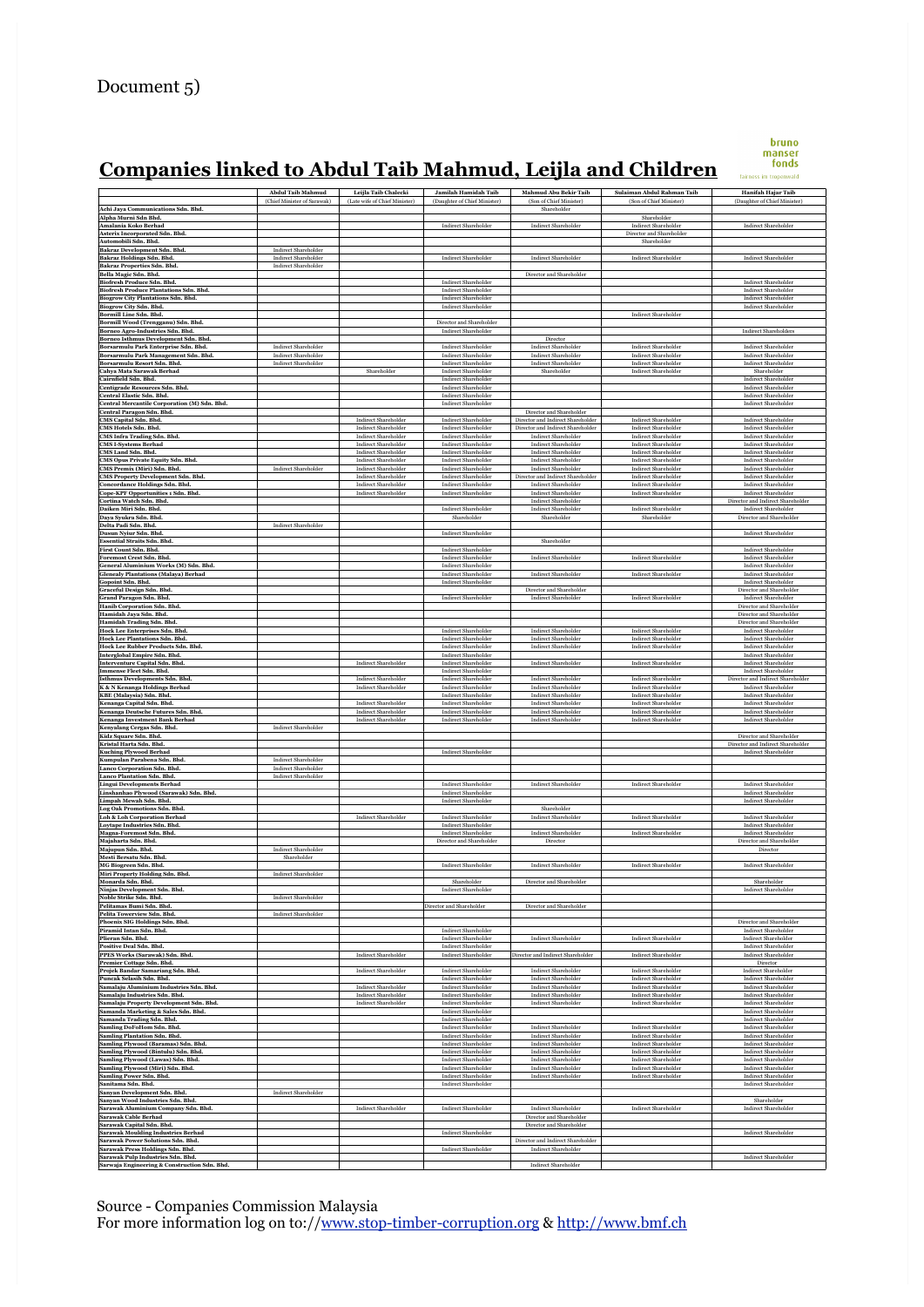Document 5)

# Companies linked to Abdul Taib Mahmud, Leijla and Children

bruno manser fonds
fairness im tropenwald

| | Abdul Taib Mahmud (Chief Minister of Sarawak) | Leijla Taib Chalecki (Late wife of Chief Minister) | Jamilah Hamidah Taib (Daughter of Chief Minister) | Mahmud Abu Bekir Taib (Son of Chief Minister) | Sulaiman Abdul Rahman Taib (Son of Chief Minister) | Hanifah Hajar Taib (Daughter of Chief Minister) |
|---|---|---|---|---|---|---|
| Achi Jaya Communications Sdn. Bhd. | | | | Shareholder | | |
| Alpha Murni Sdn Bhd. | | | | | Shareholder | |
| Amalania Koko Berhad | | | Indirect Shareholder | Indirect Shareholder | Indirect Shareholder | Indirect Shareholder |
| Asterix Incorporated Sdn. Bhd. | | | | | Director and Shareholder | |
| Automobili Sdn. Bhd. | | | | | Shareholder | |
| Bakraz Development Sdn. Bhd. | Indirect Shareholder | | | | | |
| Bakraz Holdings Sdn. Bhd. | Indirect Shareholder | | Indirect Shareholder | Indirect Shareholder | Indirect Shareholder | Indirect Shareholder |
| Bakraz Properties Sdn. Bhd. | Indirect Shareholder | | | | | |
| Bella Magic Sdn. Bhd. | | | | Director and Shareholder | | |
| Biofresh Produce Sdn. Bhd. | | | Indirect Shareholder | | | Indirect Shareholder |
| Biofresh Produce Plantations Sdn. Bhd. | | | Indirect Shareholder | | | Indirect Shareholder |
| Biogrow City Plantations Sdn. Bhd. | | | Indirect Shareholder | | | Indirect Shareholder |
| Biogrow City Sdn. Bhd. | | | Indirect Shareholder | | | Indirect Shareholder |
| Bormill Line Sdn. Bhd. | | | | | Indirect Shareholder | |
| Bormill Wood (Trengganu) Sdn. Bhd. | | | Director and Shareholder | | | |
| Borneo Agro-Industries Sdn. Bhd. | | | Indirect Shareholder | | | Indirect Shareholders |
| Borneo Isthmus Development Sdn. Bhd. | | | | Director | | |
| Borsarmulu Park Enterprise Sdn. Bhd. | Indirect Shareholder | | Indirect Shareholder | Indirect Shareholder | Indirect Shareholder | Indirect Shareholder |
| Borsarmulu Park Management Sdn. Bhd. | Indirect Shareholder | | Indirect Shareholder | Indirect Shareholder | Indirect Shareholder | Indirect Shareholder |
| Borsarmulu Resort Sdn. Bhd. | Indirect Shareholder | | Indirect Shareholder | Indirect Shareholder | Indirect Shareholder | Indirect Shareholder |
| Cahya Mata Sarawak Berhad | | Shareholder | Indirect Shareholder | Shareholder | Indirect Shareholder | Shareholder |
| Cairnfield Sdn. Bhd. | | | Indirect Shareholder | | | Indirect Shareholder |
| Centigrade Resources Sdn. Bhd. | | | Indirect Shareholder | | | Indirect Shareholder |
| Central Elastic Sdn. Bhd. | | | Indirect Shareholder | | | Indirect Shareholder |
| Central Mercantile Corporation (M) Sdn. Bhd. | | | Indirect Shareholder | | | Indirect Shareholder |
| Central Paragon Sdn. Bhd. | | | | Director and Shareholder | | |
| CMS Capital Sdn. Bhd. | | Indirect Shareholder | Indirect Shareholder | Director and Indirect Shareholder | Indirect Shareholder | Indirect Shareholder |
| CMS Hotels Sdn. Bhd. | | Indirect Shareholder | Indirect Shareholder | Director and Indirect Shareholder | Indirect Shareholder | Indirect Shareholder |
| CMS Infra Trading Sdn. Bhd. | | Indirect Shareholder | Indirect Shareholder | Indirect Shareholder | Indirect Shareholder | Indirect Shareholder |
| CMS I-Systems Berhad | | Indirect Shareholder | Indirect Shareholder | Indirect Shareholder | Indirect Shareholder | Indirect Shareholder |
| CMS Land Sdn. Bhd. | | Indirect Shareholder | Indirect Shareholder | Indirect Shareholder | Indirect Shareholder | Indirect Shareholder |
| CMS Opus Private Equity Sdn. Bhd. | | Indirect Shareholder | Indirect Shareholder | Indirect Shareholder | Indirect Shareholder | Indirect Shareholder |
| CMS Premix (Miri) Sdn. Bhd. | Indirect Shareholder | Indirect Shareholder | Indirect Shareholder | Indirect Shareholder | Indirect Shareholder | Indirect Shareholder |
| CMS Property Development Sdn. Bhd. | | Indirect Shareholder | Indirect Shareholder | Director and Indirect Shareholder | Indirect Shareholder | Indirect Shareholder |
| Concordance Holdings Sdn. Bhd. | | Indirect Shareholder | Indirect Shareholder | Indirect Shareholder | Indirect Shareholder | Indirect Shareholder |
| Cope-KPF Opportunities 1 Sdn. Bhd. | | Indirect Shareholder | Indirect Shareholder | Indirect Shareholder | Indirect Shareholder | Indirect Shareholder |
| Cortina Watch Sdn. Bhd. | | | | Indirect Shareholder | | Director and Indirect Shareholder |
| Daiken Miri Sdn. Bhd. | | | Indirect Shareholder | Indirect Shareholder | Indirect Shareholder | Indirect Shareholder |
| Daya Syukra Sdn. Bhd. | | | Shareholder | Shareholder | Shareholder | Director and Shareholder |
| Delta Padi Sdn. Bhd. | Indirect Shareholder | | | | | |
| Dusun Nyiur Sdn. Bhd. | | | Indirect Shareholder | | | Indirect Shareholder |
| Essential Straits Sdn. Bhd. | | | | Shareholder | | |
| First Count Sdn. Bhd. | | | Indirect Shareholder | | | Indirect Shareholder |
| Foremost Crest Sdn. Bhd. | | | Indirect Shareholder | Indirect Shareholder | Indirect Shareholder | Indirect Shareholder |
| General Aluminium Works (M) Sdn. Bhd. | | | Indirect Shareholder | | | Indirect Shareholder |
| Glenealy Plantations (Malaya) Berhad | | | Indirect Shareholder | Indirect Shareholder | Indirect Shareholder | Indirect Shareholder |
| Gopoint Sdn. Bhd. | | | Indirect Shareholder | | | Indirect Shareholder |
| Graceful Design Sdn. Bhd. | | | | Director and Shareholder | | Director and Shareholder |
| Grand Paragon Sdn. Bhd. | | | Indirect Shareholder | Indirect Shareholder | Indirect Shareholder | Indirect Shareholder |
| Hanib Corporation Sdn. Bhd. | | | | | | Director and Shareholder |
| Hamidah Jaya Sdn. Bhd. | | | | | | Director and Shareholder |
| Hamidah Trading Sdn. Bhd. | | | | | | Director and Shareholder |
| Hock Lee Enterprises Sdn. Bhd. | | | Indirect Shareholder | Indirect Shareholder | Indirect Shareholder | Indirect Shareholder |
| Hock Lee Plantations Sdn. Bhd. | | | Indirect Shareholder | Indirect Shareholder | Indirect Shareholder | Indirect Shareholder |
| Hock Lee Rubber Products Sdn. Bhd. | | | Indirect Shareholder | Indirect Shareholder | Indirect Shareholder | Indirect Shareholder |
| Interglobal Empire Sdn. Bhd. | | | Indirect Shareholder | | | Indirect Shareholder |
| Interventure Capital Sdn. Bhd. | | Indirect Shareholder | Indirect Shareholder | Indirect Shareholder | Indirect Shareholder | Indirect Shareholder |
| Immense Fleet Sdn. Bhd. | | | Indirect Shareholder | | | Indirect Shareholder |
| Isthmus Developments Sdn. Bhd. | | Indirect Shareholder | Indirect Shareholder | Indirect Shareholder | Indirect Shareholder | Director and Indirect Shareholder |
| K & N Kenanga Holdings Berhad | | Indirect Shareholder | Indirect Shareholder | Indirect Shareholder | Indirect Shareholder | Indirect Shareholder |
| KBE (Malaysia) Sdn. Bhd. | | | Indirect Shareholder | Indirect Shareholder | Indirect Shareholder | Indirect Shareholder |
| Kenanga Capital Sdn. Bhd. | | Indirect Shareholder | Indirect Shareholder | Indirect Shareholder | Indirect Shareholder | Indirect Shareholder |
| Kenanga Deutsche Futures Sdn. Bhd. | | Indirect Shareholder | Indirect Shareholder | Indirect Shareholder | Indirect Shareholder | Indirect Shareholder |
| Kenanga Investment Bank Berhad | | Indirect Shareholder | Indirect Shareholder | Indirect Shareholder | Indirect Shareholder | Indirect Shareholder |
| Kenyalang Cergas Sdn. Bhd. | Indirect Shareholder | | | | | |
| Kidz Square Sdn. Bhd. | | | | | | Director and Shareholder |
| Kristal Harta Sdn. Bhd. | | | | | | Director and Indirect Shareholder |
| Kuching Plywood Berhad | | | Indirect Shareholder | | | Indirect Shareholder |
| Kumpulan Parabena Sdn. Bhd. | Indirect Shareholder | | | | | |
| Lanco Corporation Sdn. Bhd. | Indirect Shareholder | | | | | |
| Lanco Plantation Sdn. Bhd. | Indirect Shareholder | | | | | |
| Lingui Developments Berhad | | | Indirect Shareholder | Indirect Shareholder | Indirect Shareholder | Indirect Shareholder |
| Linshanhao Plywood (Sarawak) Sdn. Bhd. | | | Indirect Shareholder | | | Indirect Shareholder |
| Limpah Mewah Sdn. Bhd. | | | Indirect Shareholder | | | Indirect Shareholder |
| Log Oak Promotions Sdn. Bhd. | | | | Shareholder | | |
| Loh & Loh Corporation Berhad | | Indirect Shareholder | Indirect Shareholder | Indirect Shareholder | Indirect Shareholder | Indirect Shareholder |
| Laytape Industries Sdn. Bhd. | | | Indirect Shareholder | | | Indirect Shareholder |
| Magna-Foremost Sdn. Bhd. | | | Indirect Shareholder | Indirect Shareholder | Indirect Shareholder | Indirect Shareholder |
| Majuharta Sdn. Bhd. | | | Director and Shareholder | Director | | Director and Shareholder |
| Majupan Sdn. Bhd. | Indirect Shareholder | | | | | Director |
| Mesti Bersatu Sdn. Bhd. | Shareholder | | | | | |
| MG Biogreen Sdn. Bhd. | | | Indirect Shareholder | Indirect Shareholder | Indirect Shareholder | Indirect Shareholder |
| Miri Property Holding Sdn. Bhd. | Indirect Shareholder | | | | | |
| Monarda Sdn. Bhd. | | | Shareholder | Director and Shareholder | | Shareholder |
| Ninjas Development Sdn. Bhd. | | | Indirect Shareholder | | | Indirect Shareholder |
| Noble Strike Sdn. Bhd. | Indirect Shareholder | | | | | |
| Pelitamas Bumi Sdn. Bhd. | | | Director and Shareholder | Director and Shareholder | | |
| Pelita Towerview Sdn. Bhd. | Indirect Shareholder | | | | | |
| Phoenix SIG Holdings Sdn. Bhd. | | | | | | Director and Shareholder |
| Piramid Intan Sdn. Bhd. | | | Indirect Shareholder | | | Indirect Shareholder |
| Plieran Sdn. Bhd. | | | Indirect Shareholder | Indirect Shareholder | Indirect Shareholder | Indirect Shareholder |
| Positive Deal Sdn. Bhd. | | | Indirect Shareholder | | | Indirect Shareholder |
| PPES Works (Sarawak) Sdn. Bhd. | | Indirect Shareholder | Indirect Shareholder | Director and Indirect Shareholder | Indirect Shareholder | Indirect Shareholder |
| Premier Cottage Sdn. Bhd. | | | | | | Director |
| Projek Bandar Samariang Sdn. Bhd. | | Indirect Shareholder | Indirect Shareholder | Indirect Shareholder | Indirect Shareholder | Indirect Shareholder |
| Puncak Selasih Sdn. Bhd. | | | Indirect Shareholder | Indirect Shareholder | Indirect Shareholder | Indirect Shareholder |
| Samalaju Aluminium Industries Sdn. Bhd. | | Indirect Shareholder | Indirect Shareholder | Indirect Shareholder | Indirect Shareholder | Indirect Shareholder |
| Samalaju Industries Sdn. Bhd. | | Indirect Shareholder | Indirect Shareholder | Indirect Shareholder | Indirect Shareholder | Indirect Shareholder |
| Samalaju Property Development Sdn. Bhd. | | Indirect Shareholder | Indirect Shareholder | Indirect Shareholder | Indirect Shareholder | Indirect Shareholder |
| Samanda Marketing & Sales Sdn. Bhd. | | | Indirect Shareholder | | | Indirect Shareholder |
| Samanda Trading Sdn. Bhd. | | | Indirect Shareholder | | | Indirect Shareholder |
| Samling DoFoHom Sdn. Bhd. | | | Indirect Shareholder | Indirect Shareholder | Indirect Shareholder | Indirect Shareholder |
| Samling Plantation Sdn. Bhd. | | | Indirect Shareholder | Indirect Shareholder | Indirect Shareholder | Indirect Shareholder |
| Samling Plywood (Baramas) Sdn. Bhd. | | | Indirect Shareholder | Indirect Shareholder | Indirect Shareholder | Indirect Shareholder |
| Samling Plywood (Bintulu) Sdn. Bhd. | | | Indirect Shareholder | Indirect Shareholder | Indirect Shareholder | Indirect Shareholder |
| Samling Plywood (Lawas) Sdn. Bhd. | | | Indirect Shareholder | Indirect Shareholder | Indirect Shareholder | Indirect Shareholder |
| Samling Plywood (Miri) Sdn. Bhd. | | | Indirect Shareholder | Indirect Shareholder | Indirect Shareholder | Indirect Shareholder |
| Samling Power Sdn. Bhd. | | | Indirect Shareholder | Indirect Shareholder | Indirect Shareholder | Indirect Shareholder |
| Sanitama Sdn. Bhd. | | | Indirect Shareholder | | | Indirect Shareholder |
| Sanyan Development Sdn. Bhd. | Indirect Shareholder | | | | | |
| Sanyan Wood Industries Sdn. Bhd. | | | | | | Shareholder |
| Sarawak Aluminium Company Sdn. Bhd. | | Indirect Shareholder | Indirect Shareholder | Indirect Shareholder | Indirect Shareholder | Indirect Shareholder |
| Sarawak Cable Berhad | | | | Director and Shareholder | | |
| Sarawak Capital Sdn. Bhd. | | | | Director and Shareholder | | |
| Sarawak Moulding Industries Berhad | | | Indirect Shareholder | | | Indirect Shareholder |
| Sarawak Power Solutions Sdn. Bhd. | | | | Director and Indirect Shareholder | | |
| Sarawak Press Holdings Sdn. Bhd. | | | Indirect Shareholder | Indirect Shareholder | | |
| Sarawak Pulp Industries Sdn. Bhd. | | | | | | Indirect Shareholder |
| Sarwaja Engineering & Construction Sdn. Bhd. | | | | Indirect Shareholder | | |

Source - Companies Commission Malaysia
For more information log on to://www.stop-timber-corruption.org & http://www.bmf.ch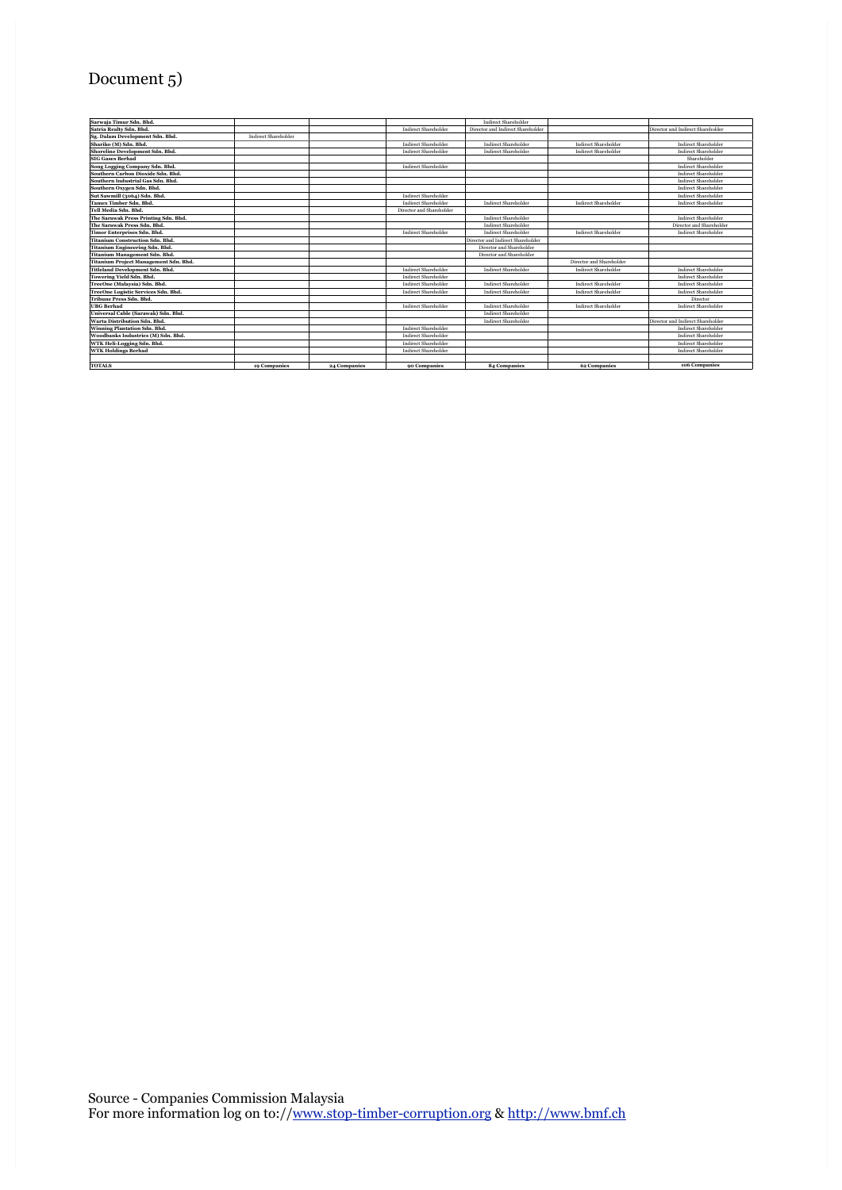Document 5)

| | | | | | | |
|---|---|---|---|---|---|---|
| **Sarwaja Timur Sdn. Bhd.** | | | | Indirect Shareholder | | |
| **Satria Realty Sdn. Bhd.** | | | Indirect Shareholder | Director and Indirect Shareholder | | Director and Indirect Shareholder |
| **Sg. Dalam Development Sdn. Bhd.** | Indirect Shareholder | | | | | |
| **Shariko (M) Sdn. Bhd.** | | | Indirect Shareholder | Indirect Shareholder | Indirect Shareholder | Indirect Shareholder |
| **Shoreline Development Sdn. Bhd.** | | | Indirect Shareholder | Indirect Shareholder | Indirect Shareholder | Indirect Shareholder |
| **SIG Gases Berhad** | | | | | | Shareholder |
| **Song Logging Company Sdn. Bhd.** | | | Indirect Shareholder | | | Indirect Shareholder |
| **Southern Carbon Dioxide Sdn. Bhd.** | | | | | | Indirect Shareholder |
| **Southern Industrial Gas Sdn. Bhd.** | | | | | | Indirect Shareholder |
| **Southern Oxygen Sdn. Bhd.** | | | | | | Indirect Shareholder |
| **Sut Sawmill (3064) Sdn. Bhd.** | | | Indirect Shareholder | | | Indirect Shareholder |
| **Tamex Timber Sdn. Bhd.** | | | Indirect Shareholder | Indirect Shareholder | Indirect Shareholder | Indirect Shareholder |
| **Tell Media Sdn. Bhd.** | | | Director and Shareholder | | | |
| **The Sarawak Press Printing Sdn. Bhd.** | | | | Indirect Shareholder | | Indirect Shareholder |
| **The Sarawak Press Sdn. Bhd.** | | | | Indirect Shareholder | | Director and Shareholder |
| **Timor Enterprises Sdn. Bhd.** | | | Indirect Shareholder | Indirect Shareholder | Indirect Shareholder | Indirect Shareholder |
| **Titanium Construction Sdn. Bhd.** | | | | Director and Indirect Shareholder | | |
| **Titanium Engineering Sdn. Bhd.** | | | | Director and Shareholder | | |
| **Titanium Management Sdn. Bhd.** | | | | Director and Shareholder | | |
| **Titanium Project Management Sdn. Bhd.** | | | | | Director and Shareholder | |
| **Titleland Development Sdn. Bhd.** | | | Indirect Shareholder | Indirect Shareholder | Indirect Shareholder | Indirect Shareholder |
| **Towering Yield Sdn. Bhd.** | | | Indirect Shareholder | | | Indirect Shareholder |
| **TreeOne (Malaysia) Sdn. Bhd.** | | | Indirect Shareholder | Indirect Shareholder | Indirect Shareholder | Indirect Shareholder |
| **TreeOne Logistic Services Sdn. Bhd.** | | | Indirect Shareholder | Indirect Shareholder | Indirect Shareholder | Indirect Shareholder |
| **Tribune Press Sdn. Bhd.** | | | | | | Director |
| **UBG Berhad** | | | Indirect Shareholder | Indirect Shareholder | Indirect Shareholder | Indirect Shareholder |
| **Universal Cable (Sarawak) Sdn. Bhd.** | | | | Indirect Shareholder | | |
| **Warta Distribution Sdn. Bhd.** | | | | Indirect Shareholder | | Director and Indirect Shareholder |
| **Winning Plantation Sdn. Bhd.** | | | Indirect Shareholder | | | Indirect Shareholder |
| **Woodbanks Industries (M) Sdn. Bhd.** | | | Indirect Shareholder | | | Indirect Shareholder |
| **WTK Heli-Logging Sdn. Bhd.** | | | Indirect Shareholder | | | Indirect Shareholder |
| **WTK Holdings Berhad** | | | Indirect Shareholder | | | Indirect Shareholder |
| | | | | | | |
| **TOTALS** | **19 Companies** | **24 Companies** | **90 Companies** | **84 Companies** | **62 Companies** | **106 Companies** |

Source - Companies Commission Malaysia
For more information log on to://www.stop-timber-corruption.org & http://www.bmf.ch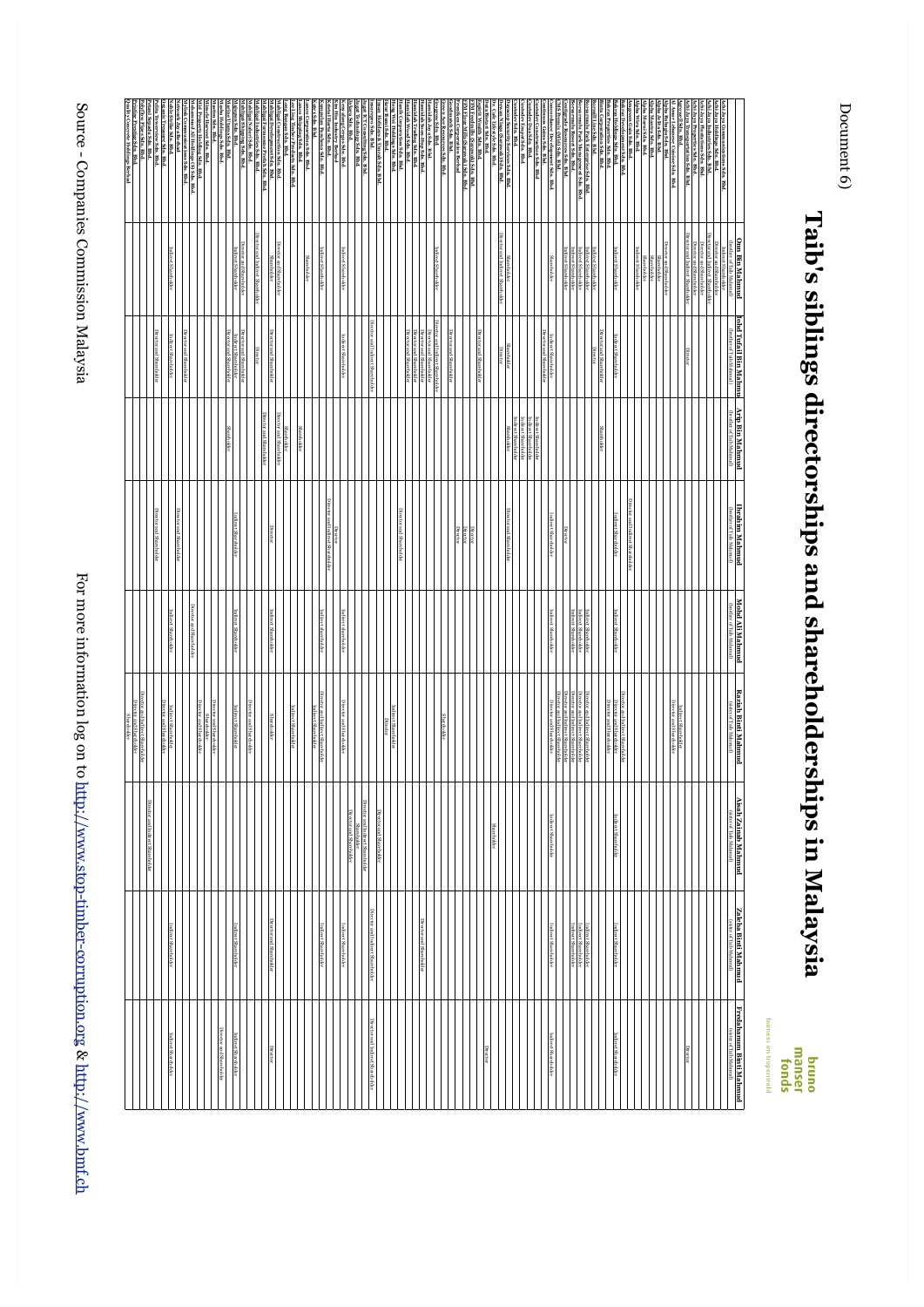Document 6)

# Taib's siblings directorships and shareholderships in Malaysia

| | Onn Bin Mahmud (brother of Taib Mahmud) | Mohd Tufail Bin Mahmud (brother of Taib Mahmud) | Arip Bin Mahmud (brother of Taib Mahmud) | Ibrahim Mahmud (brother of Taib Mahmud) | Mohd Ali Mahmud (brother of Taib Mahmud) | Raziah Binti Mahmud (sister of Taib Mahmud) | Aisah Zainab Mahmud (sister of Taib Mahmud) | Zaleha Binti Mahmud (sister of Taib Mahmud) | Frediahanum Binti Mahmud (sister of Taib Mahmud) |
|---|---|---|---|---|---|---|---|---|---|

Source - Companies Commission Malaysia

For more information log on to http://www.stop-timber-corruption.org & http://www.bmf.ch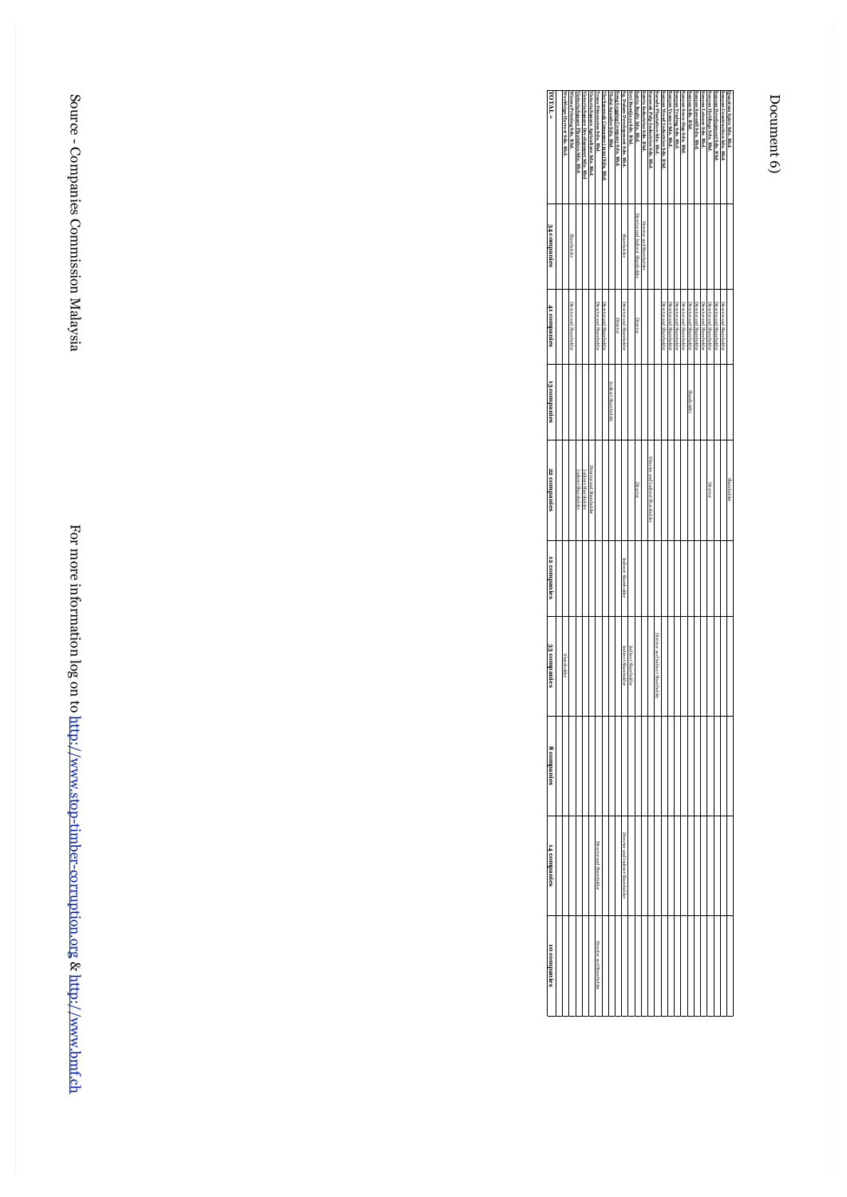Document 6)

| | | | | | | | | | |
|---|---|---|---|---|---|---|---|---|---|
| TOTAL = | 34 companies | 41 companies | 13 companies | 22 companies | 12 companies | 33 companies | 8 companies | 14 companies | 10 companies |

Source - Companies Commission Malaysia

For more information log on to http://www.stop-timber-corruption.org & http://www.bmf.ch